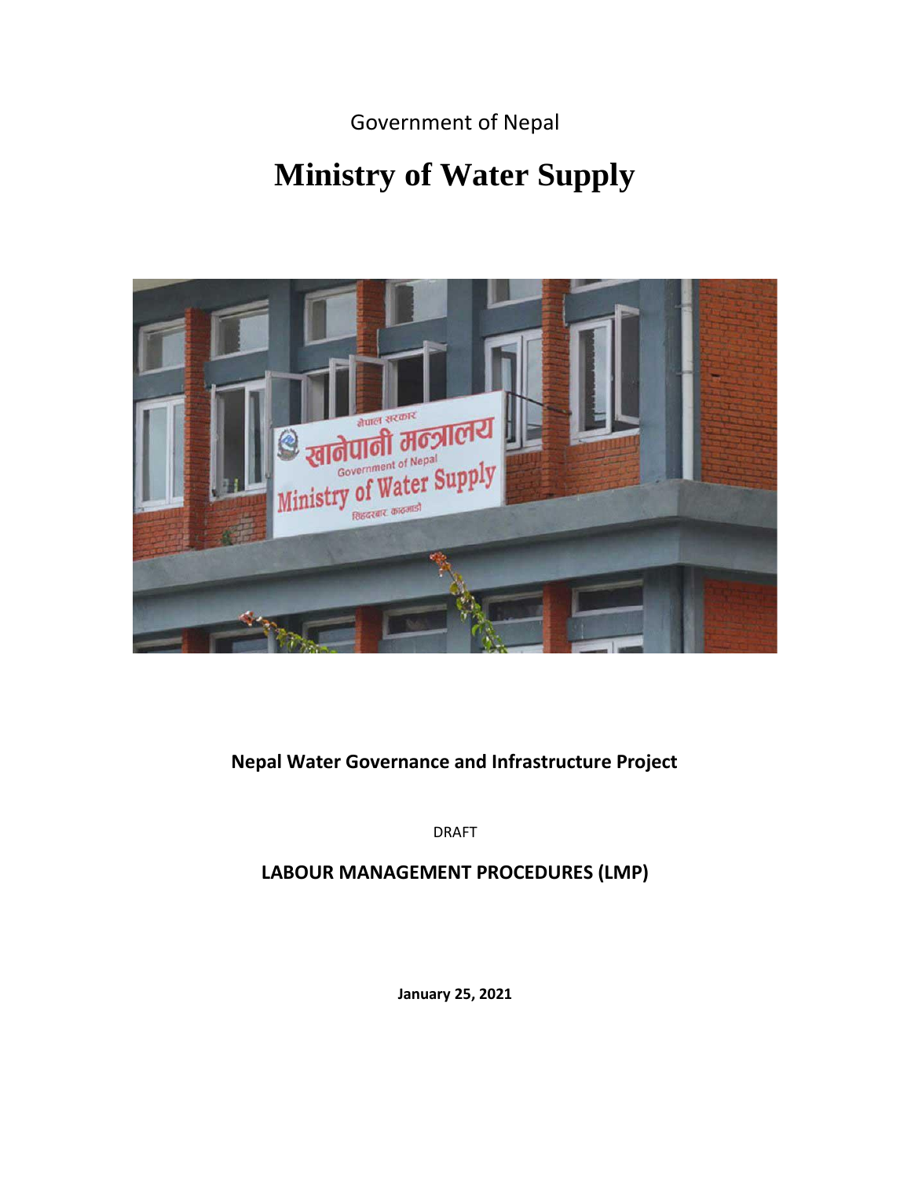Government of Nepal

# Ministry of Water Supply

## Nepal Water Governance and Infrastructure Project

DRAFT

## LABOUR MANAGEMENT PROCEDURES (LMP)

**January 25, 2021**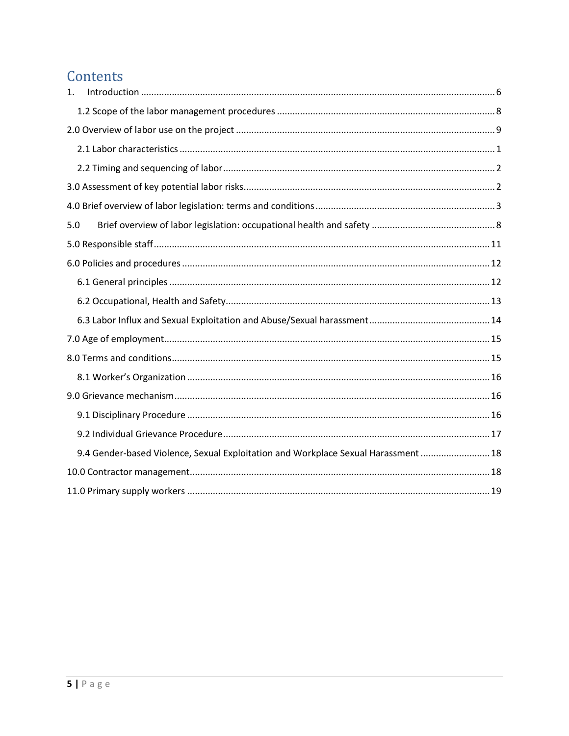# Contents

1. Introduction ........ 6
   - 1.2 Scope of the labor management procedures ........ 8
2.0 Overview of labor use on the project ........ 9
   - 2.1 Labor characteristics ........ 1
   - 2.2 Timing and sequencing of labor ........ 2
3.0 Assessment of key potential labor risks ........ 2
4.0 Brief overview of labor legislation: terms and conditions ........ 3
5.0 Brief overview of labor legislation: occupational health and safety ........ 8
5.0 Responsible staff ........ 11
6.0 Policies and procedures ........ 12
   - 6.1 General principles ........ 12
   - 6.2 Occupational, Health and Safety ........ 13
   - 6.3 Labor Influx and Sexual Exploitation and Abuse/Sexual harassment ........ 14
7.0 Age of employment ........ 15
8.0 Terms and conditions ........ 15
   - 8.1 Worker's Organization ........ 16
9.0 Grievance mechanism ........ 16
   - 9.1 Disciplinary Procedure ........ 16
   - 9.2 Individual Grievance Procedure ........ 17
   - 9.4 Gender-based Violence, Sexual Exploitation and Workplace Sexual Harassment ........ 18
10.0 Contractor management ........ 18
11.0 Primary supply workers ........ 19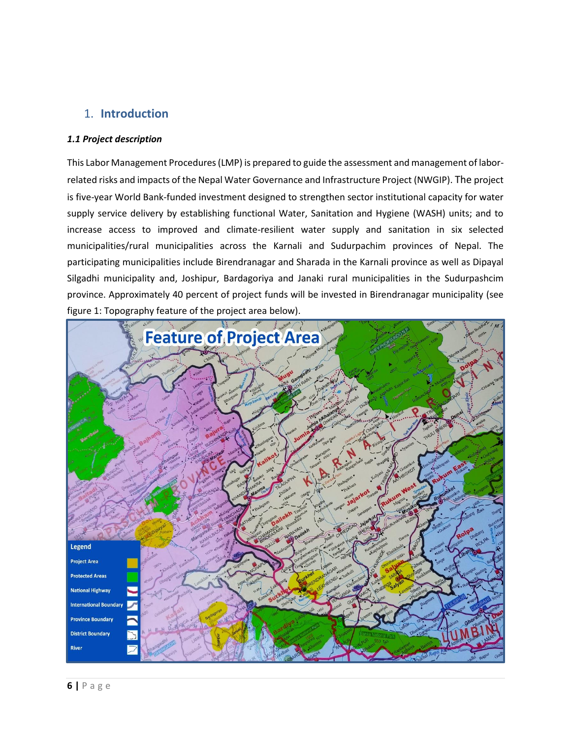# 1. Introduction

### *1.1 Project description*

This Labor Management Procedures (LMP) is prepared to guide the assessment and management of labor-related risks and impacts of the Nepal Water Governance and Infrastructure Project (NWGIP). The project is five-year World Bank-funded investment designed to strengthen sector institutional capacity for water supply service delivery by establishing functional Water, Sanitation and Hygiene (WASH) units; and to increase access to improved and climate-resilient water supply and sanitation in six selected municipalities/rural municipalities across the Karnali and Sudurpachim provinces of Nepal. The participating municipalities include Birendranagar and Sharada in the Karnali province as well as Dipayal Silgadhi municipality and, Joshipur, Bardagoriya and Janaki rural municipalities in the Sudurpashcim province. Approximately 40 percent of project funds will be invested in Birendranagar municipality (see figure 1: Topography feature of the project area below).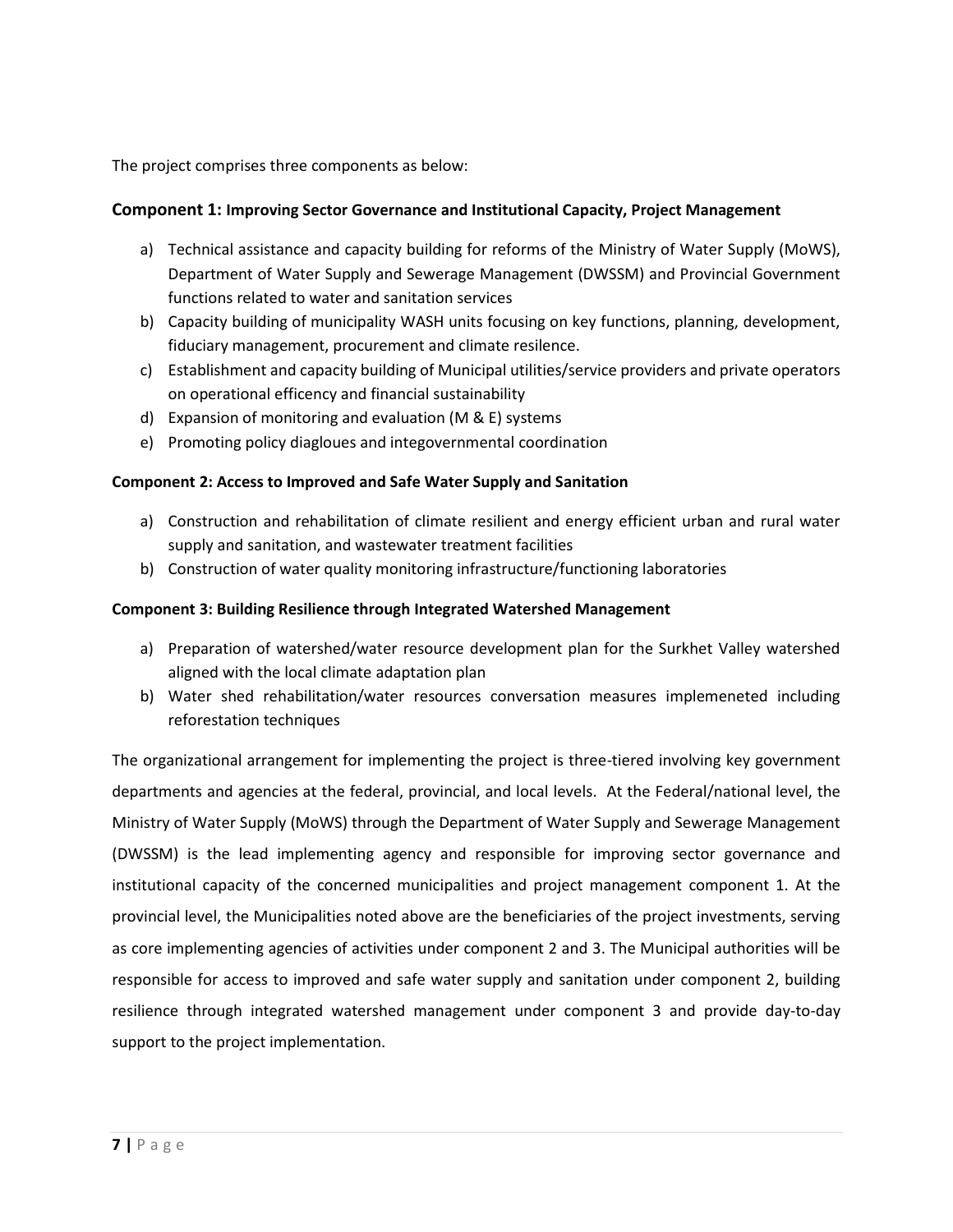The project comprises three components as below:

### **Component 1: Improving Sector Governance and Institutional Capacity, Project Management**

a) Technical assistance and capacity building for reforms of the Ministry of Water Supply (MoWS), Department of Water Supply and Sewerage Management (DWSSM) and Provincial Government functions related to water and sanitation services
b) Capacity building of municipality WASH units focusing on key functions, planning, development, fiduciary management, procurement and climate resilence.
c) Establishment and capacity building of Municipal utilities/service providers and private operators on operational efficency and financial sustainability
d) Expansion of monitoring and evaluation (M & E) systems
e) Promoting policy diagloues and integovernmental coordination

### **Component 2: Access to Improved and Safe Water Supply and Sanitation**

a) Construction and rehabilitation of climate resilient and energy efficient urban and rural water supply and sanitation, and wastewater treatment facilities
b) Construction of water quality monitoring infrastructure/functioning laboratories

### **Component 3: Building Resilience through Integrated Watershed Management**

a) Preparation of watershed/water resource development plan for the Surkhet Valley watershed aligned with the local climate adaptation plan
b) Water shed rehabilitation/water resources conversation measures implemeneted including reforestation techniques

The organizational arrangement for implementing the project is three-tiered involving key government departments and agencies at the federal, provincial, and local levels. At the Federal/national level, the Ministry of Water Supply (MoWS) through the Department of Water Supply and Sewerage Management (DWSSM) is the lead implementing agency and responsible for improving sector governance and institutional capacity of the concerned municipalities and project management component 1. At the provincial level, the Municipalities noted above are the beneficiaries of the project investments, serving as core implementing agencies of activities under component 2 and 3. The Municipal authorities will be responsible for access to improved and safe water supply and sanitation under component 2, building resilience through integrated watershed management under component 3 and provide day-to-day support to the project implementation.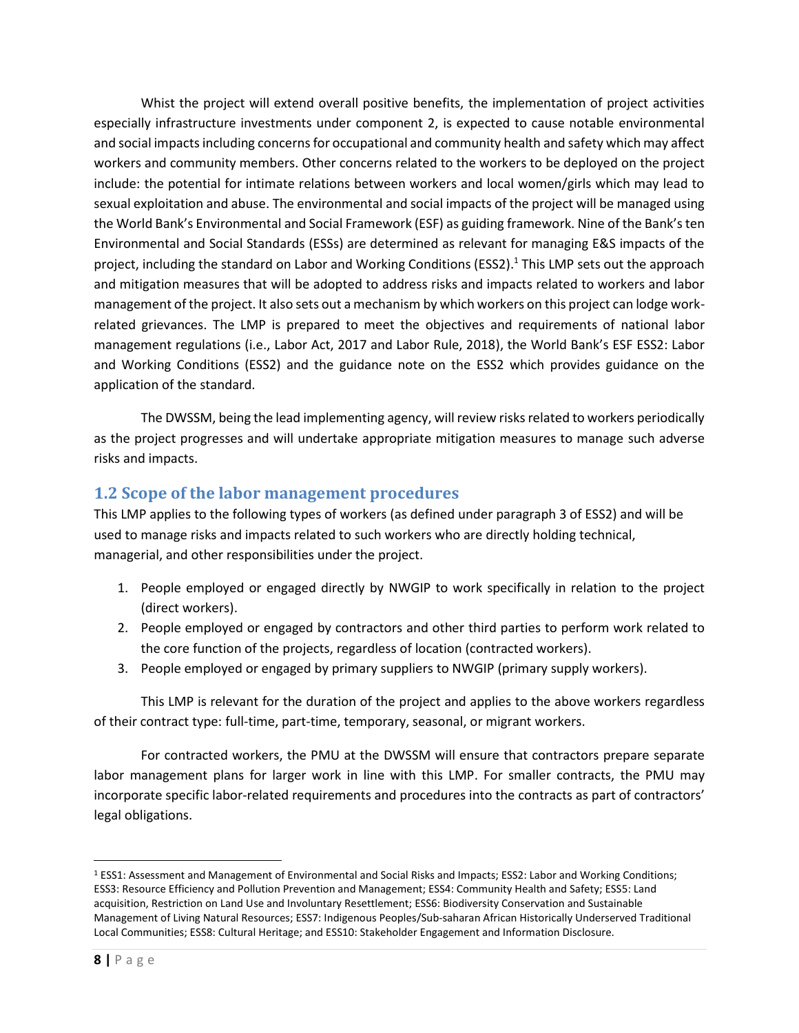Whist the project will extend overall positive benefits, the implementation of project activities especially infrastructure investments under component 2, is expected to cause notable environmental and social impacts including concerns for occupational and community health and safety which may affect workers and community members. Other concerns related to the workers to be deployed on the project include: the potential for intimate relations between workers and local women/girls which may lead to sexual exploitation and abuse. The environmental and social impacts of the project will be managed using the World Bank's Environmental and Social Framework (ESF) as guiding framework. Nine of the Bank's ten Environmental and Social Standards (ESSs) are determined as relevant for managing E&S impacts of the project, including the standard on Labor and Working Conditions (ESS2).[1] This LMP sets out the approach and mitigation measures that will be adopted to address risks and impacts related to workers and labor management of the project. It also sets out a mechanism by which workers on this project can lodge work-related grievances. The LMP is prepared to meet the objectives and requirements of national labor management regulations (i.e., Labor Act, 2017 and Labor Rule, 2018), the World Bank's ESF ESS2: Labor and Working Conditions (ESS2) and the guidance note on the ESS2 which provides guidance on the application of the standard.

The DWSSM, being the lead implementing agency, will review risks related to workers periodically as the project progresses and will undertake appropriate mitigation measures to manage such adverse risks and impacts.

## 1.2 Scope of the labor management procedures

This LMP applies to the following types of workers (as defined under paragraph 3 of ESS2) and will be used to manage risks and impacts related to such workers who are directly holding technical, managerial, and other responsibilities under the project.

1. People employed or engaged directly by NWGIP to work specifically in relation to the project (direct workers).
2. People employed or engaged by contractors and other third parties to perform work related to the core function of the projects, regardless of location (contracted workers).
3. People employed or engaged by primary suppliers to NWGIP (primary supply workers).

This LMP is relevant for the duration of the project and applies to the above workers regardless of their contract type: full-time, part-time, temporary, seasonal, or migrant workers.

For contracted workers, the PMU at the DWSSM will ensure that contractors prepare separate labor management plans for larger work in line with this LMP. For smaller contracts, the PMU may incorporate specific labor-related requirements and procedures into the contracts as part of contractors' legal obligations.

---

[1] ESS1: Assessment and Management of Environmental and Social Risks and Impacts; ESS2: Labor and Working Conditions; ESS3: Resource Efficiency and Pollution Prevention and Management; ESS4: Community Health and Safety; ESS5: Land acquisition, Restriction on Land Use and Involuntary Resettlement; ESS6: Biodiversity Conservation and Sustainable Management of Living Natural Resources; ESS7: Indigenous Peoples/Sub-saharan African Historically Underserved Traditional Local Communities; ESS8: Cultural Heritage; and ESS10: Stakeholder Engagement and Information Disclosure.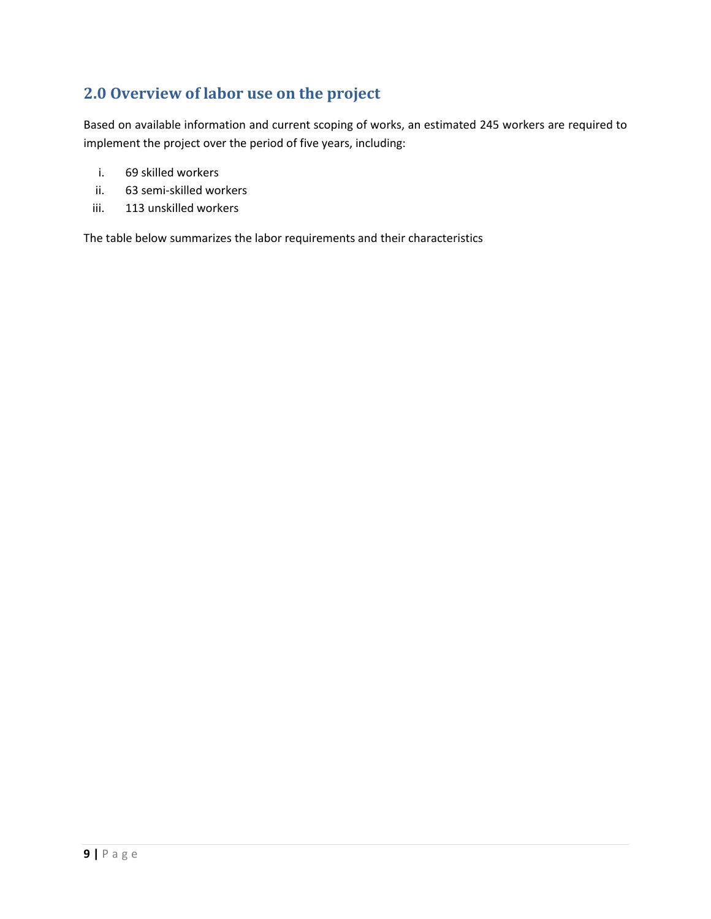## 2.0 Overview of labor use on the project

Based on available information and current scoping of works, an estimated 245 workers are required to implement the project over the period of five years, including:

i. 69 skilled workers
ii. 63 semi-skilled workers
iii. 113 unskilled workers

The table below summarizes the labor requirements and their characteristics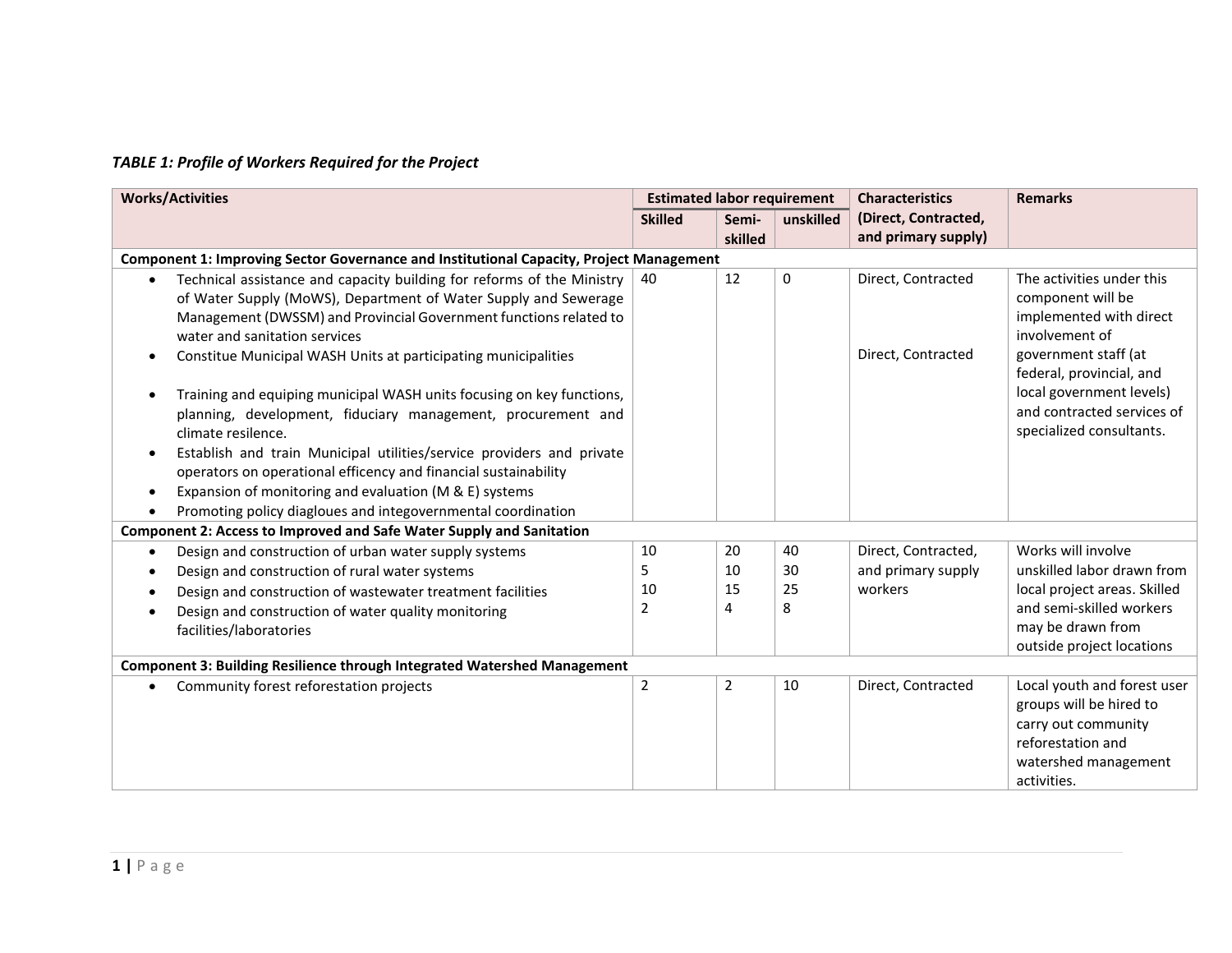*TABLE 1: Profile of Workers Required for the Project*

| Works/Activities | Estimated labor requirement | | | Characteristics (Direct, Contracted, and primary supply) | Remarks |
|---|---|---|---|---|---|
| | Skilled | Semi-skilled | unskilled | | |
| **Component 1: Improving Sector Governance and Institutional Capacity, Project Management** | | | | | |
| • Technical assistance and capacity building for reforms of the Ministry of Water Supply (MoWS), Department of Water Supply and Sewerage Management (DWSSM) and Provincial Government functions related to water and sanitation services<br>• Constiue Municipal WASH Units at participating municipalities<br>• Training and equiping municipal WASH units focusing on key functions, planning, development, fiduciary management, procurement and climate resilence.<br>• Establish and train Municipal utilities/service providers and private operators on operational efficency and financial sustainability<br>• Expansion of monitoring and evaluation (M & E) systems<br>• Promoting policy diagloues and integovernmental coordination | 40 | 12 | 0 | Direct, Contracted<br><br>Direct, Contracted | The activities under this component will be implemented with direct involvement of government staff (at federal, provincial, and local government levels) and contracted services of specialized consultants. |
| **Component 2: Access to Improved and Safe Water Supply and Sanitation** | | | | | |
| • Design and construction of urban water supply systems<br>• Design and construction of rural water systems<br>• Design and construction of wastewater treatment facilities<br>• Design and construction of water quality monitoring facilities/laboratories | 10<br>5<br>10<br>2 | 20<br>10<br>15<br>4 | 40<br>30<br>25<br>8 | Direct, Contracted, and primary supply workers | Works will involve unskilled labor drawn from local project areas. Skilled and semi-skilled workers may be drawn from outside project locations |
| **Component 3: Building Resilience through Integrated Watershed Management** | | | | | |
| • Community forest reforestation projects | 2 | 2 | 10 | Direct, Contracted | Local youth and forest user groups will be hired to carry out community reforestation and watershed management activities. |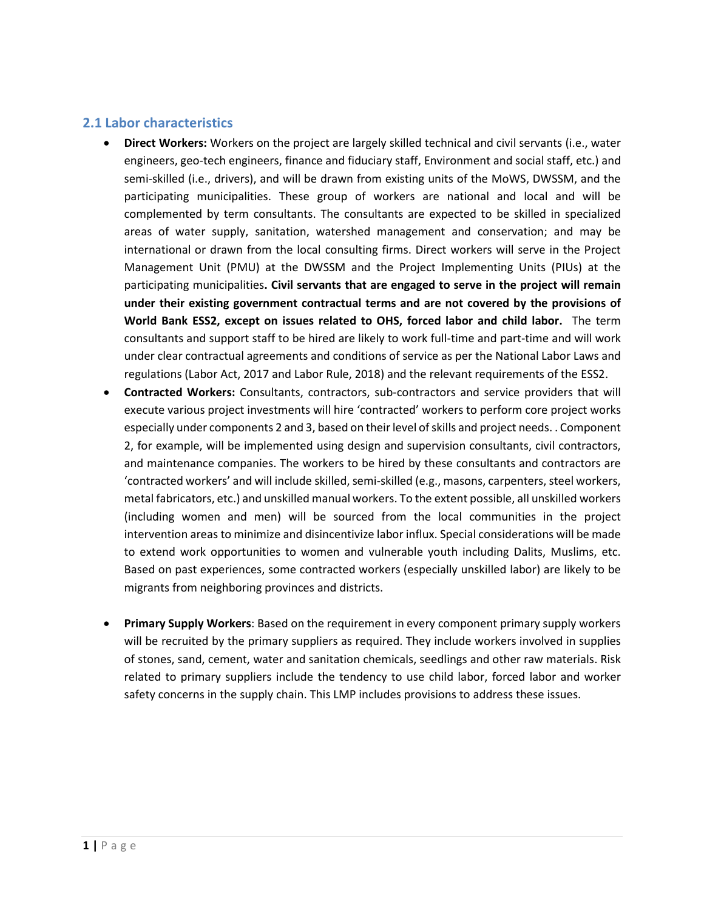## 2.1 Labor characteristics

- **Direct Workers:** Workers on the project are largely skilled technical and civil servants (i.e., water engineers, geo-tech engineers, finance and fiduciary staff, Environment and social staff, etc.) and semi-skilled (i.e., drivers), and will be drawn from existing units of the MoWS, DWSSM, and the participating municipalities. These group of workers are national and local and will be complemented by term consultants. The consultants are expected to be skilled in specialized areas of water supply, sanitation, watershed management and conservation; and may be international or drawn from the local consulting firms. Direct workers will serve in the Project Management Unit (PMU) at the DWSSM and the Project Implementing Units (PIUs) at the participating municipalities**. Civil servants that are engaged to serve in the project will remain under their existing government contractual terms and are not covered by the provisions of World Bank ESS2, except on issues related to OHS, forced labor and child labor.** The term consultants and support staff to be hired are likely to work full-time and part-time and will work under clear contractual agreements and conditions of service as per the National Labor Laws and regulations (Labor Act, 2017 and Labor Rule, 2018) and the relevant requirements of the ESS2.
- **Contracted Workers:** Consultants, contractors, sub-contractors and service providers that will execute various project investments will hire 'contracted' workers to perform core project works especially under components 2 and 3, based on their level of skills and project needs. . Component 2, for example, will be implemented using design and supervision consultants, civil contractors, and maintenance companies. The workers to be hired by these consultants and contractors are 'contracted workers' and will include skilled, semi-skilled (e.g., masons, carpenters, steel workers, metal fabricators, etc.) and unskilled manual workers. To the extent possible, all unskilled workers (including women and men) will be sourced from the local communities in the project intervention areas to minimize and disincentivize labor influx. Special considerations will be made to extend work opportunities to women and vulnerable youth including Dalits, Muslims, etc. Based on past experiences, some contracted workers (especially unskilled labor) are likely to be migrants from neighboring provinces and districts.

- **Primary Supply Workers**: Based on the requirement in every component primary supply workers will be recruited by the primary suppliers as required. They include workers involved in supplies of stones, sand, cement, water and sanitation chemicals, seedlings and other raw materials. Risk related to primary suppliers include the tendency to use child labor, forced labor and worker safety concerns in the supply chain. This LMP includes provisions to address these issues.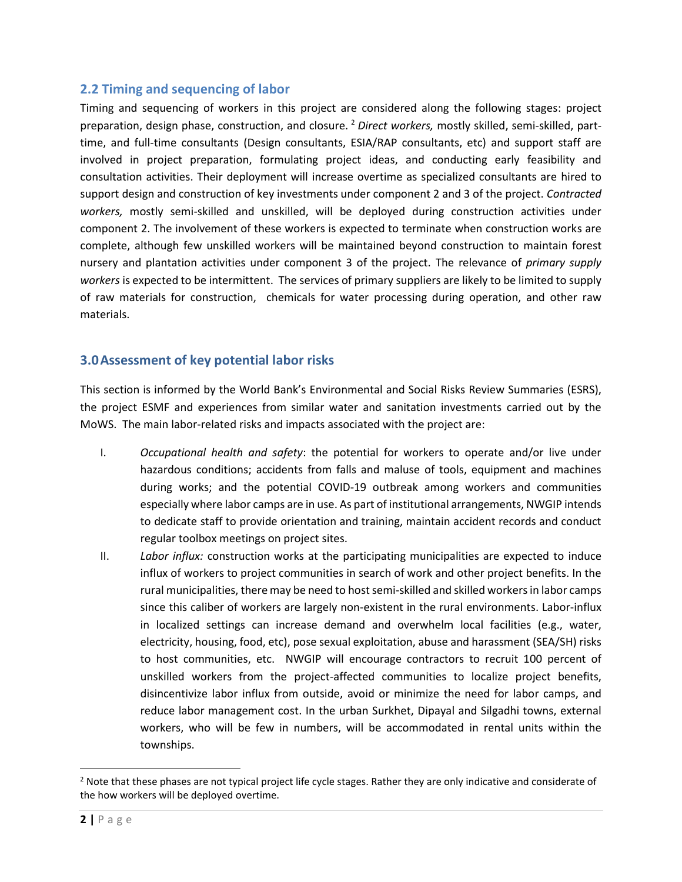## 2.2 Timing and sequencing of labor

Timing and sequencing of workers in this project are considered along the following stages: project preparation, design phase, construction, and closure. [2] *Direct workers,* mostly skilled, semi-skilled, part-time, and full-time consultants (Design consultants, ESIA/RAP consultants, etc) and support staff are involved in project preparation, formulating project ideas, and conducting early feasibility and consultation activities. Their deployment will increase overtime as specialized consultants are hired to support design and construction of key investments under component 2 and 3 of the project. *Contracted workers,* mostly semi-skilled and unskilled, will be deployed during construction activities under component 2. The involvement of these workers is expected to terminate when construction works are complete, although few unskilled workers will be maintained beyond construction to maintain forest nursery and plantation activities under component 3 of the project. The relevance of *primary supply workers* is expected to be intermittent. The services of primary suppliers are likely to be limited to supply of raw materials for construction, chemicals for water processing during operation, and other raw materials.

## 3.0 Assessment of key potential labor risks

This section is informed by the World Bank's Environmental and Social Risks Review Summaries (ESRS), the project ESMF and experiences from similar water and sanitation investments carried out by the MoWS. The main labor-related risks and impacts associated with the project are:

I. *Occupational health and safety*: the potential for workers to operate and/or live under hazardous conditions; accidents from falls and maluse of tools, equipment and machines during works; and the potential COVID-19 outbreak among workers and communities especially where labor camps are in use. As part of institutional arrangements, NWGIP intends to dedicate staff to provide orientation and training, maintain accident records and conduct regular toolbox meetings on project sites.

II. *Labor influx:* construction works at the participating municipalities are expected to induce influx of workers to project communities in search of work and other project benefits. In the rural municipalities, there may be need to host semi-skilled and skilled workers in labor camps since this caliber of workers are largely non-existent in the rural environments. Labor-influx in localized settings can increase demand and overwhelm local facilities (e.g., water, electricity, housing, food, etc), pose sexual exploitation, abuse and harassment (SEA/SH) risks to host communities, etc. NWGIP will encourage contractors to recruit 100 percent of unskilled workers from the project-affected communities to localize project benefits, disincentivize labor influx from outside, avoid or minimize the need for labor camps, and reduce labor management cost. In the urban Surkhet, Dipayal and Silgadhi towns, external workers, who will be few in numbers, will be accommodated in rental units within the townships.

---

[2] Note that these phases are not typical project life cycle stages. Rather they are only indicative and considerate of the how workers will be deployed overtime.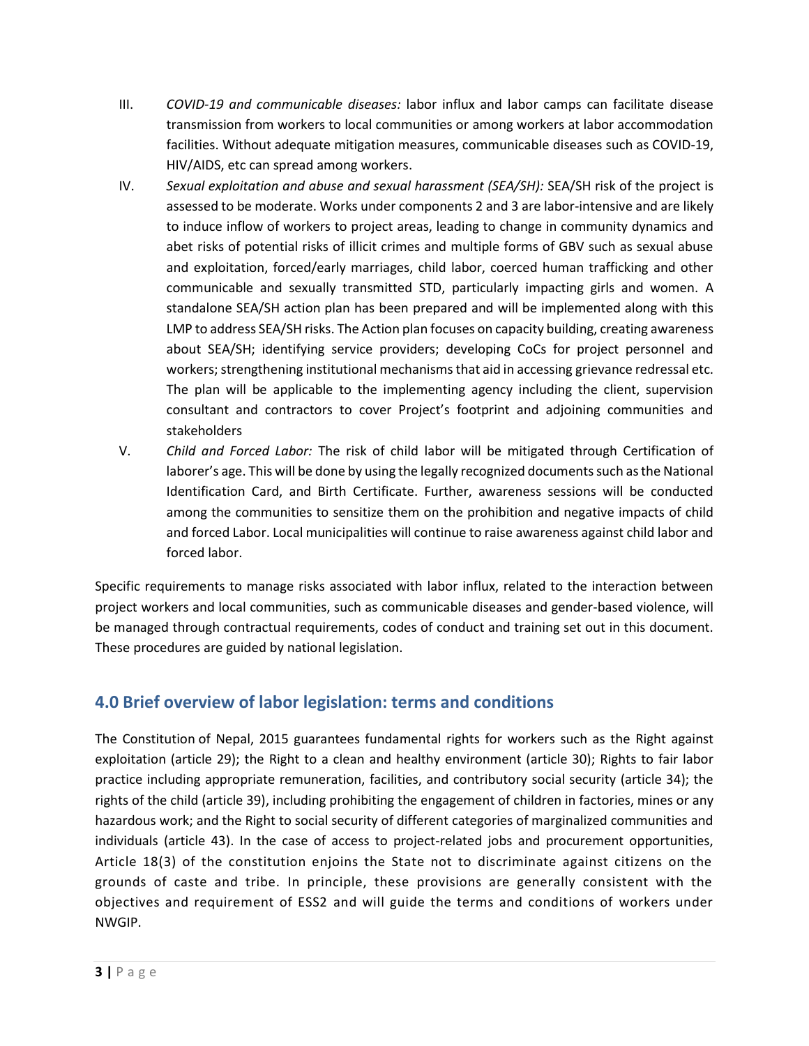III. *COVID-19 and communicable diseases:* labor influx and labor camps can facilitate disease transmission from workers to local communities or among workers at labor accommodation facilities. Without adequate mitigation measures, communicable diseases such as COVID-19, HIV/AIDS, etc can spread among workers.

IV. *Sexual exploitation and abuse and sexual harassment (SEA/SH):* SEA/SH risk of the project is assessed to be moderate. Works under components 2 and 3 are labor-intensive and are likely to induce inflow of workers to project areas, leading to change in community dynamics and abet risks of potential risks of illicit crimes and multiple forms of GBV such as sexual abuse and exploitation, forced/early marriages, child labor, coerced human trafficking and other communicable and sexually transmitted STD, particularly impacting girls and women. A standalone SEA/SH action plan has been prepared and will be implemented along with this LMP to address SEA/SH risks. The Action plan focuses on capacity building, creating awareness about SEA/SH; identifying service providers; developing CoCs for project personnel and workers; strengthening institutional mechanisms that aid in accessing grievance redressal etc. The plan will be applicable to the implementing agency including the client, supervision consultant and contractors to cover Project's footprint and adjoining communities and stakeholders

V. *Child and Forced Labor:* The risk of child labor will be mitigated through Certification of laborer's age. This will be done by using the legally recognized documents such as the National Identification Card, and Birth Certificate. Further, awareness sessions will be conducted among the communities to sensitize them on the prohibition and negative impacts of child and forced Labor. Local municipalities will continue to raise awareness against child labor and forced labor.

Specific requirements to manage risks associated with labor influx, related to the interaction between project workers and local communities, such as communicable diseases and gender-based violence, will be managed through contractual requirements, codes of conduct and training set out in this document. These procedures are guided by national legislation.

## 4.0 Brief overview of labor legislation: terms and conditions

The Constitution of Nepal, 2015 guarantees fundamental rights for workers such as the Right against exploitation (article 29); the Right to a clean and healthy environment (article 30); Rights to fair labor practice including appropriate remuneration, facilities, and contributory social security (article 34); the rights of the child (article 39), including prohibiting the engagement of children in factories, mines or any hazardous work; and the Right to social security of different categories of marginalized communities and individuals (article 43). In the case of access to project-related jobs and procurement opportunities, Article 18(3) of the constitution enjoins the State not to discriminate against citizens on the grounds of caste and tribe. In principle, these provisions are generally consistent with the objectives and requirement of ESS2 and will guide the terms and conditions of workers under NWGIP.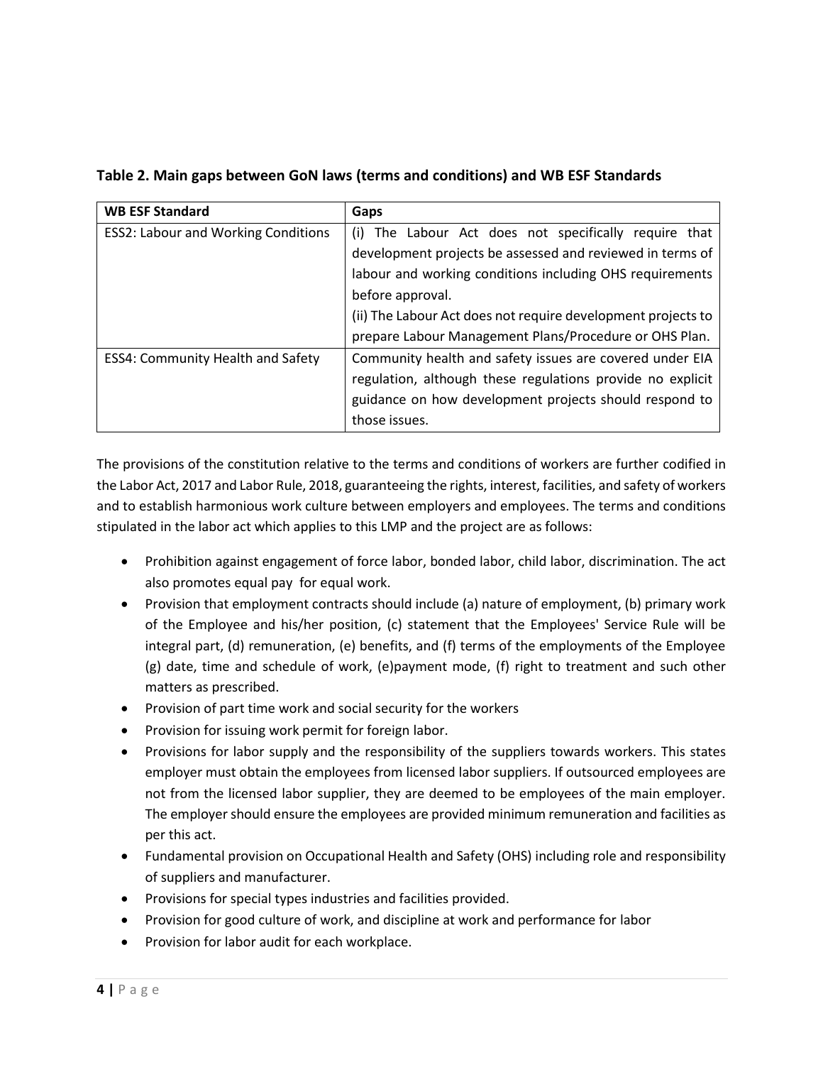**Table 2. Main gaps between GoN laws (terms and conditions) and WB ESF Standards**

| WB ESF Standard | Gaps |
|---|---|
| ESS2: Labour and Working Conditions | (i) The Labour Act does not specifically require that development projects be assessed and reviewed in terms of labour and working conditions including OHS requirements before approval.<br>(ii) The Labour Act does not require development projects to prepare Labour Management Plans/Procedure or OHS Plan. |
| ESS4: Community Health and Safety | Community health and safety issues are covered under EIA regulation, although these regulations provide no explicit guidance on how development projects should respond to those issues. |

The provisions of the constitution relative to the terms and conditions of workers are further codified in the Labor Act, 2017 and Labor Rule, 2018, guaranteeing the rights, interest, facilities, and safety of workers and to establish harmonious work culture between employers and employees. The terms and conditions stipulated in the labor act which applies to this LMP and the project are as follows:

- Prohibition against engagement of force labor, bonded labor, child labor, discrimination. The act also promotes equal pay for equal work.
- Provision that employment contracts should include (a) nature of employment, (b) primary work of the Employee and his/her position, (c) statement that the Employees' Service Rule will be integral part, (d) remuneration, (e) benefits, and (f) terms of the employments of the Employee (g) date, time and schedule of work, (e)payment mode, (f) right to treatment and such other matters as prescribed.
- Provision of part time work and social security for the workers
- Provision for issuing work permit for foreign labor.
- Provisions for labor supply and the responsibility of the suppliers towards workers. This states employer must obtain the employees from licensed labor suppliers. If outsourced employees are not from the licensed labor supplier, they are deemed to be employees of the main employer. The employer should ensure the employees are provided minimum remuneration and facilities as per this act.
- Fundamental provision on Occupational Health and Safety (OHS) including role and responsibility of suppliers and manufacturer.
- Provisions for special types industries and facilities provided.
- Provision for good culture of work, and discipline at work and performance for labor
- Provision for labor audit for each workplace.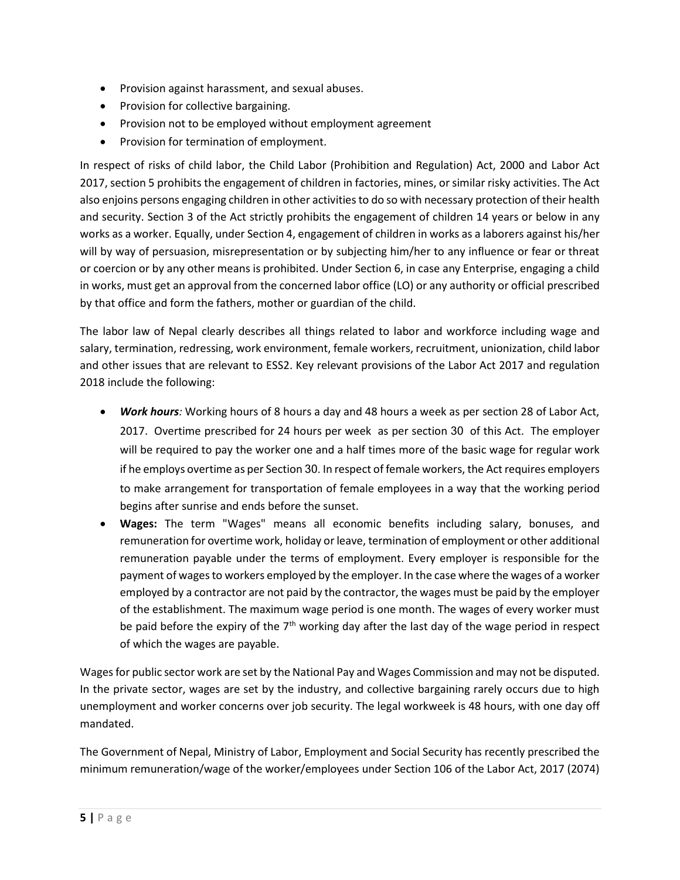- Provision against harassment, and sexual abuses.
- Provision for collective bargaining.
- Provision not to be employed without employment agreement
- Provision for termination of employment.

In respect of risks of child labor, the Child Labor (Prohibition and Regulation) Act, 2000 and Labor Act 2017, section 5 prohibits the engagement of children in factories, mines, or similar risky activities. The Act also enjoins persons engaging children in other activities to do so with necessary protection of their health and security. Section 3 of the Act strictly prohibits the engagement of children 14 years or below in any works as a worker. Equally, under Section 4, engagement of children in works as a laborers against his/her will by way of persuasion, misrepresentation or by subjecting him/her to any influence or fear or threat or coercion or by any other means is prohibited. Under Section 6, in case any Enterprise, engaging a child in works, must get an approval from the concerned labor office (LO) or any authority or official prescribed by that office and form the fathers, mother or guardian of the child.

The labor law of Nepal clearly describes all things related to labor and workforce including wage and salary, termination, redressing, work environment, female workers, recruitment, unionization, child labor and other issues that are relevant to ESS2. Key relevant provisions of the Labor Act 2017 and regulation 2018 include the following:

- ***Work hours**:* Working hours of 8 hours a day and 48 hours a week as per section 28 of Labor Act, 2017. Overtime prescribed for 24 hours per week as per section 30 of this Act. The employer will be required to pay the worker one and a half times more of the basic wage for regular work if he employs overtime as per Section 30. In respect of female workers, the Act requires employers to make arrangement for transportation of female employees in a way that the working period begins after sunrise and ends before the sunset.
- **Wages:** The term "Wages" means all economic benefits including salary, bonuses, and remuneration for overtime work, holiday or leave, termination of employment or other additional remuneration payable under the terms of employment. Every employer is responsible for the payment of wages to workers employed by the employer. In the case where the wages of a worker employed by a contractor are not paid by the contractor, the wages must be paid by the employer of the establishment. The maximum wage period is one month. The wages of every worker must be paid before the expiry of the 7th working day after the last day of the wage period in respect of which the wages are payable.

Wages for public sector work are set by the National Pay and Wages Commission and may not be disputed. In the private sector, wages are set by the industry, and collective bargaining rarely occurs due to high unemployment and worker concerns over job security. The legal workweek is 48 hours, with one day off mandated.

The Government of Nepal, Ministry of Labor, Employment and Social Security has recently prescribed the minimum remuneration/wage of the worker/employees under Section 106 of the Labor Act, 2017 (2074)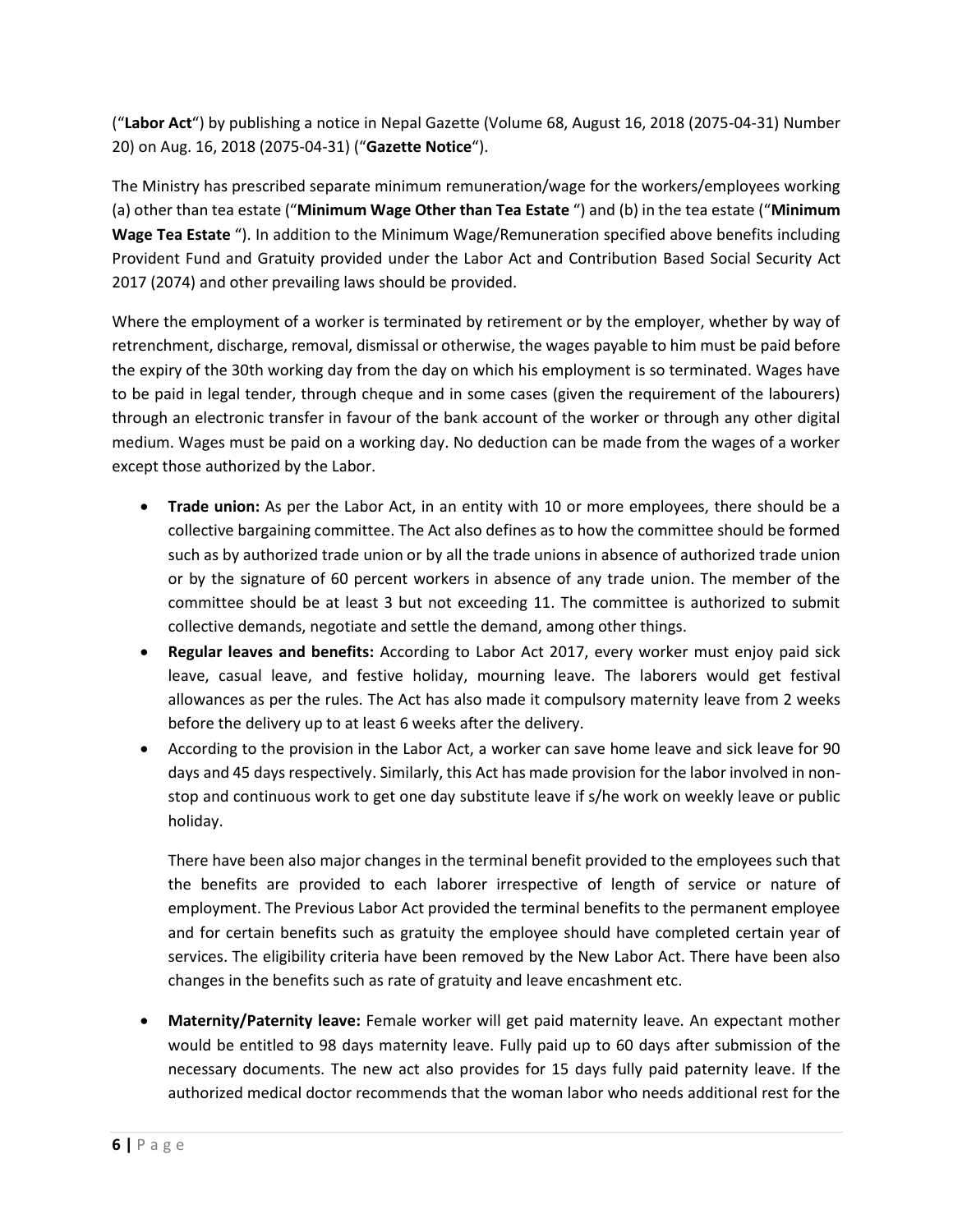("**Labor Act**") by publishing a notice in Nepal Gazette (Volume 68, August 16, 2018 (2075-04-31) Number 20) on Aug. 16, 2018 (2075-04-31) ("**Gazette Notice**").

The Ministry has prescribed separate minimum remuneration/wage for the workers/employees working (a) other than tea estate ("**Minimum Wage Other than Tea Estate** ") and (b) in the tea estate ("**Minimum Wage Tea Estate** "). In addition to the Minimum Wage/Remuneration specified above benefits including Provident Fund and Gratuity provided under the Labor Act and Contribution Based Social Security Act 2017 (2074) and other prevailing laws should be provided.

Where the employment of a worker is terminated by retirement or by the employer, whether by way of retrenchment, discharge, removal, dismissal or otherwise, the wages payable to him must be paid before the expiry of the 30th working day from the day on which his employment is so terminated. Wages have to be paid in legal tender, through cheque and in some cases (given the requirement of the labourers) through an electronic transfer in favour of the bank account of the worker or through any other digital medium. Wages must be paid on a working day. No deduction can be made from the wages of a worker except those authorized by the Labor.

- **Trade union:** As per the Labor Act, in an entity with 10 or more employees, there should be a collective bargaining committee. The Act also defines as to how the committee should be formed such as by authorized trade union or by all the trade unions in absence of authorized trade union or by the signature of 60 percent workers in absence of any trade union. The member of the committee should be at least 3 but not exceeding 11. The committee is authorized to submit collective demands, negotiate and settle the demand, among other things.
- **Regular leaves and benefits:** According to Labor Act 2017, every worker must enjoy paid sick leave, casual leave, and festive holiday, mourning leave. The laborers would get festival allowances as per the rules. The Act has also made it compulsory maternity leave from 2 weeks before the delivery up to at least 6 weeks after the delivery.
- According to the provision in the Labor Act, a worker can save home leave and sick leave for 90 days and 45 days respectively. Similarly, this Act has made provision for the labor involved in non-stop and continuous work to get one day substitute leave if s/he work on weekly leave or public holiday.

  There have been also major changes in the terminal benefit provided to the employees such that the benefits are provided to each laborer irrespective of length of service or nature of employment. The Previous Labor Act provided the terminal benefits to the permanent employee and for certain benefits such as gratuity the employee should have completed certain year of services. The eligibility criteria have been removed by the New Labor Act. There have been also changes in the benefits such as rate of gratuity and leave encashment etc.

- **Maternity/Paternity leave:** Female worker will get paid maternity leave. An expectant mother would be entitled to 98 days maternity leave. Fully paid up to 60 days after submission of the necessary documents. The new act also provides for 15 days fully paid paternity leave. If the authorized medical doctor recommends that the woman labor who needs additional rest for the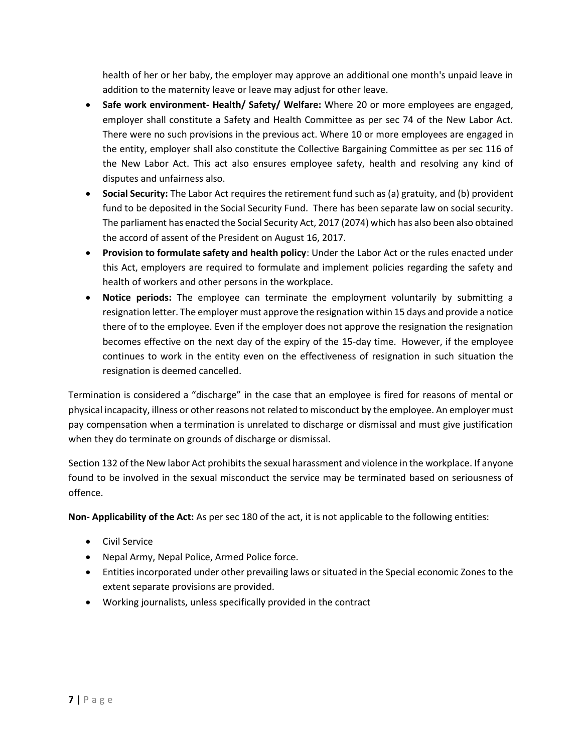health of her or her baby, the employer may approve an additional one month's unpaid leave in addition to the maternity leave or leave may adjust for other leave.

- **Safe work environment- Health/ Safety/ Welfare:** Where 20 or more employees are engaged, employer shall constitute a Safety and Health Committee as per sec 74 of the New Labor Act. There were no such provisions in the previous act. Where 10 or more employees are engaged in the entity, employer shall also constitute the Collective Bargaining Committee as per sec 116 of the New Labor Act. This act also ensures employee safety, health and resolving any kind of disputes and unfairness also.
- **Social Security:** The Labor Act requires the retirement fund such as (a) gratuity, and (b) provident fund to be deposited in the Social Security Fund. There has been separate law on social security. The parliament has enacted the Social Security Act, 2017 (2074) which has also been also obtained the accord of assent of the President on August 16, 2017.
- **Provision to formulate safety and health policy**: Under the Labor Act or the rules enacted under this Act, employers are required to formulate and implement policies regarding the safety and health of workers and other persons in the workplace.
- **Notice periods:** The employee can terminate the employment voluntarily by submitting a resignation letter. The employer must approve the resignation within 15 days and provide a notice there of to the employee. Even if the employer does not approve the resignation the resignation becomes effective on the next day of the expiry of the 15-day time. However, if the employee continues to work in the entity even on the effectiveness of resignation in such situation the resignation is deemed cancelled.

Termination is considered a "discharge" in the case that an employee is fired for reasons of mental or physical incapacity, illness or other reasons not related to misconduct by the employee. An employer must pay compensation when a termination is unrelated to discharge or dismissal and must give justification when they do terminate on grounds of discharge or dismissal.

Section 132 of the New labor Act prohibits the sexual harassment and violence in the workplace. If anyone found to be involved in the sexual misconduct the service may be terminated based on seriousness of offence.

**Non- Applicability of the Act:** As per sec 180 of the act, it is not applicable to the following entities:

- Civil Service
- Nepal Army, Nepal Police, Armed Police force.
- Entities incorporated under other prevailing laws or situated in the Special economic Zones to the extent separate provisions are provided.
- Working journalists, unless specifically provided in the contract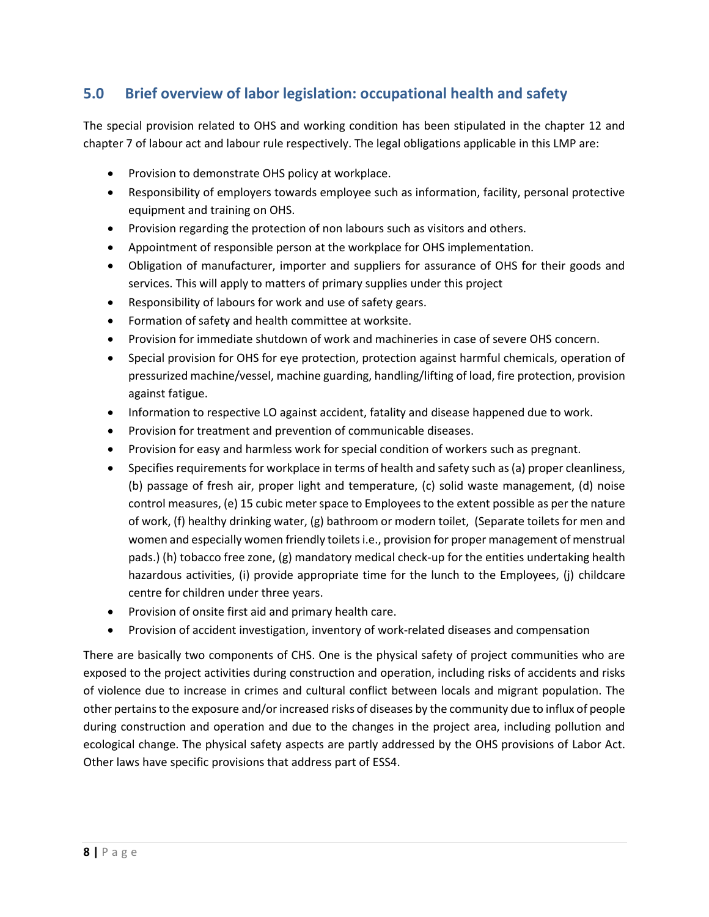## 5.0 Brief overview of labor legislation: occupational health and safety

The special provision related to OHS and working condition has been stipulated in the chapter 12 and chapter 7 of labour act and labour rule respectively. The legal obligations applicable in this LMP are:

- Provision to demonstrate OHS policy at workplace.
- Responsibility of employers towards employee such as information, facility, personal protective equipment and training on OHS.
- Provision regarding the protection of non labours such as visitors and others.
- Appointment of responsible person at the workplace for OHS implementation.
- Obligation of manufacturer, importer and suppliers for assurance of OHS for their goods and services. This will apply to matters of primary supplies under this project
- Responsibility of labours for work and use of safety gears.
- Formation of safety and health committee at worksite.
- Provision for immediate shutdown of work and machineries in case of severe OHS concern.
- Special provision for OHS for eye protection, protection against harmful chemicals, operation of pressurized machine/vessel, machine guarding, handling/lifting of load, fire protection, provision against fatigue.
- Information to respective LO against accident, fatality and disease happened due to work.
- Provision for treatment and prevention of communicable diseases.
- Provision for easy and harmless work for special condition of workers such as pregnant.
- Specifies requirements for workplace in terms of health and safety such as (a) proper cleanliness, (b) passage of fresh air, proper light and temperature, (c) solid waste management, (d) noise control measures, (e) 15 cubic meter space to Employees to the extent possible as per the nature of work, (f) healthy drinking water, (g) bathroom or modern toilet, (Separate toilets for men and women and especially women friendly toilets i.e., provision for proper management of menstrual pads.) (h) tobacco free zone, (g) mandatory medical check-up for the entities undertaking health hazardous activities, (i) provide appropriate time for the lunch to the Employees, (j) childcare centre for children under three years.
- Provision of onsite first aid and primary health care.
- Provision of accident investigation, inventory of work-related diseases and compensation

There are basically two components of CHS. One is the physical safety of project communities who are exposed to the project activities during construction and operation, including risks of accidents and risks of violence due to increase in crimes and cultural conflict between locals and migrant population. The other pertains to the exposure and/or increased risks of diseases by the community due to influx of people during construction and operation and due to the changes in the project area, including pollution and ecological change. The physical safety aspects are partly addressed by the OHS provisions of Labor Act. Other laws have specific provisions that address part of ESS4.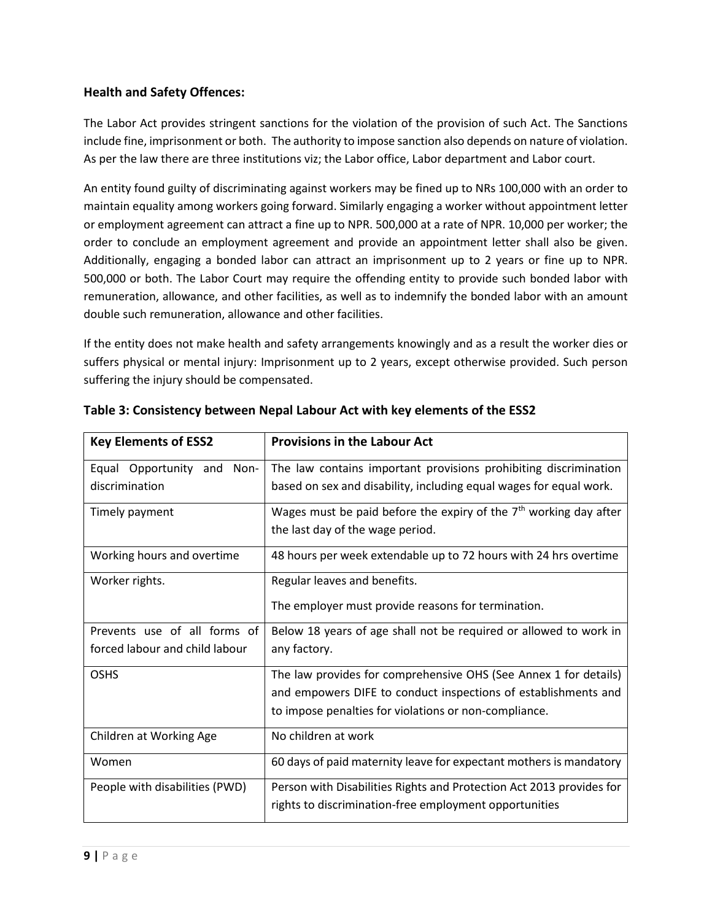### Health and Safety Offences:

The Labor Act provides stringent sanctions for the violation of the provision of such Act. The Sanctions include fine, imprisonment or both. The authority to impose sanction also depends on nature of violation. As per the law there are three institutions viz; the Labor office, Labor department and Labor court.

An entity found guilty of discriminating against workers may be fined up to NRs 100,000 with an order to maintain equality among workers going forward. Similarly engaging a worker without appointment letter or employment agreement can attract a fine up to NPR. 500,000 at a rate of NPR. 10,000 per worker; the order to conclude an employment agreement and provide an appointment letter shall also be given. Additionally, engaging a bonded labor can attract an imprisonment up to 2 years or fine up to NPR. 500,000 or both. The Labor Court may require the offending entity to provide such bonded labor with remuneration, allowance, and other facilities, as well as to indemnify the bonded labor with an amount double such remuneration, allowance and other facilities.

If the entity does not make health and safety arrangements knowingly and as a result the worker dies or suffers physical or mental injury: Imprisonment up to 2 years, except otherwise provided. Such person suffering the injury should be compensated.

**Table 3: Consistency between Nepal Labour Act with key elements of the ESS2**

| Key Elements of ESS2 | Provisions in the Labour Act |
|---|---|
| Equal Opportunity and Non-discrimination | The law contains important provisions prohibiting discrimination based on sex and disability, including equal wages for equal work. |
| Timely payment | Wages must be paid before the expiry of the 7th working day after the last day of the wage period. |
| Working hours and overtime | 48 hours per week extendable up to 72 hours with 24 hrs overtime |
| Worker rights. | Regular leaves and benefits.<br>The employer must provide reasons for termination. |
| Prevents use of all forms of forced labour and child labour | Below 18 years of age shall not be required or allowed to work in any factory. |
| OSHS | The law provides for comprehensive OHS (See Annex 1 for details) and empowers DIFE to conduct inspections of establishments and to impose penalties for violations or non-compliance. |
| Children at Working Age | No children at work |
| Women | 60 days of paid maternity leave for expectant mothers is mandatory |
| People with disabilities (PWD) | Person with Disabilities Rights and Protection Act 2013 provides for rights to discrimination-free employment opportunities |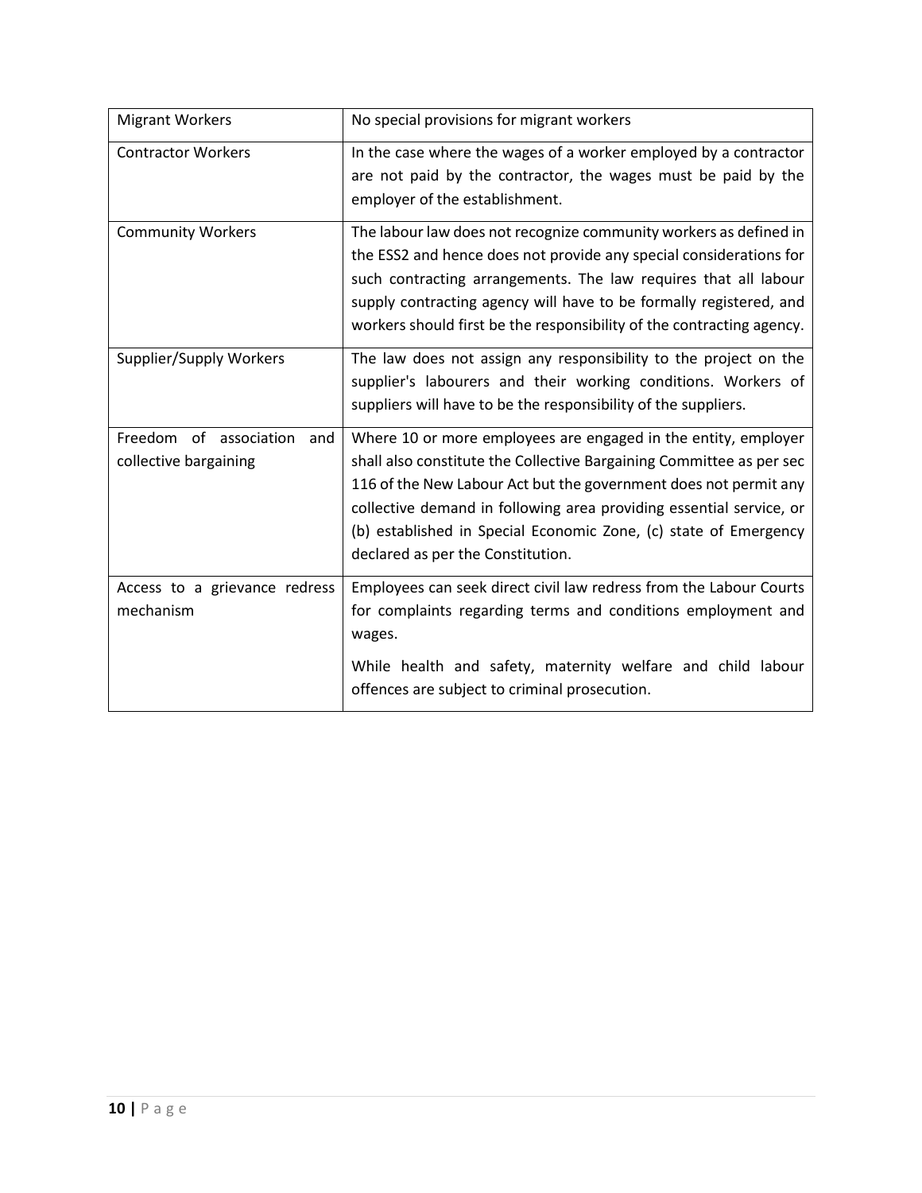| | |
|---|---|
| Migrant Workers | No special provisions for migrant workers |
| Contractor Workers | In the case where the wages of a worker employed by a contractor are not paid by the contractor, the wages must be paid by the employer of the establishment. |
| Community Workers | The labour law does not recognize community workers as defined in the ESS2 and hence does not provide any special considerations for such contracting arrangements. The law requires that all labour supply contracting agency will have to be formally registered, and workers should first be the responsibility of the contracting agency. |
| Supplier/Supply Workers | The law does not assign any responsibility to the project on the supplier's labourers and their working conditions. Workers of suppliers will have to be the responsibility of the suppliers. |
| Freedom of association and collective bargaining | Where 10 or more employees are engaged in the entity, employer shall also constitute the Collective Bargaining Committee as per sec 116 of the New Labour Act but the government does not permit any collective demand in following area providing essential service, or (b) established in Special Economic Zone, (c) state of Emergency declared as per the Constitution. |
| Access to a grievance redress mechanism | Employees can seek direct civil law redress from the Labour Courts for complaints regarding terms and conditions employment and wages.<br><br>While health and safety, maternity welfare and child labour offences are subject to criminal prosecution. |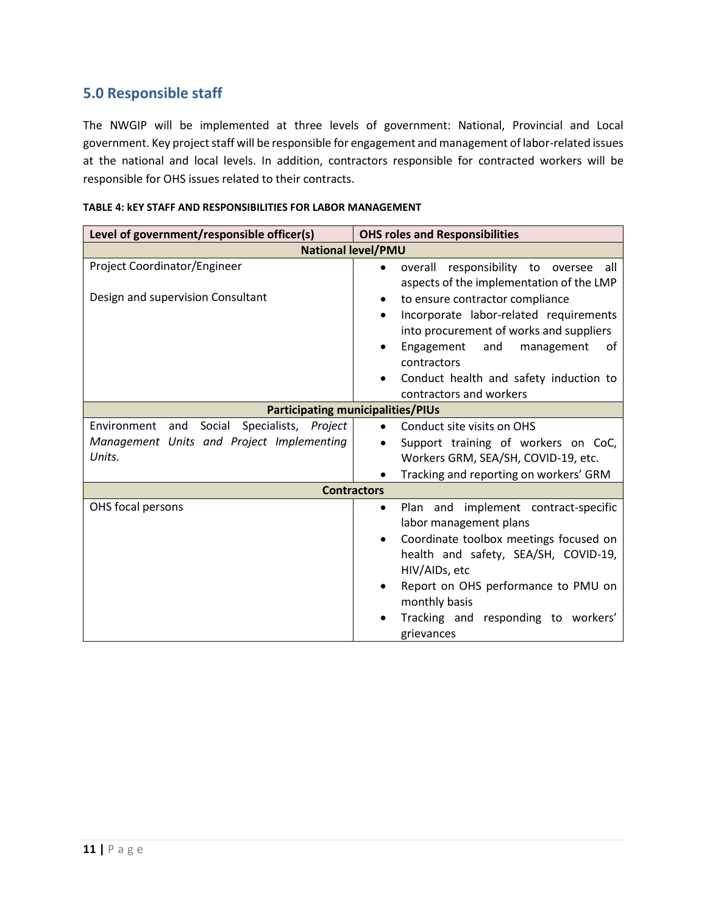## 5.0 Responsible staff

The NWGIP will be implemented at three levels of government: National, Provincial and Local government. Key project staff will be responsible for engagement and management of labor-related issues at the national and local levels. In addition, contractors responsible for contracted workers will be responsible for OHS issues related to their contracts.

**TABLE 4: kEY STAFF AND RESPONSIBILITIES FOR LABOR MANAGEMENT**

| Level of government/responsible officer(s) | OHS roles and Responsibilities |
|---|---|
| **National level/PMU** | |
| Project Coordinator/Engineer<br><br>Design and supervision Consultant | • overall responsibility to oversee all aspects of the implementation of the LMP<br>• to ensure contractor compliance<br>• Incorporate labor-related requirements into procurement of works and suppliers<br>• Engagement and management of contractors<br>• Conduct health and safety induction to contractors and workers |
| **Participating municipalities/PIUs** | |
| Environment and Social Specialists, *Project Management Units and Project Implementing Units.* | • Conduct site visits on OHS<br>• Support training of workers on CoC, Workers GRM, SEA/SH, COVID-19, etc.<br>• Tracking and reporting on workers' GRM |
| **Contractors** | |
| OHS focal persons | • Plan and implement contract-specific labor management plans<br>• Coordinate toolbox meetings focused on health and safety, SEA/SH, COVID-19, HIV/AIDs, etc<br>• Report on OHS performance to PMU on monthly basis<br>• Tracking and responding to workers' grievances |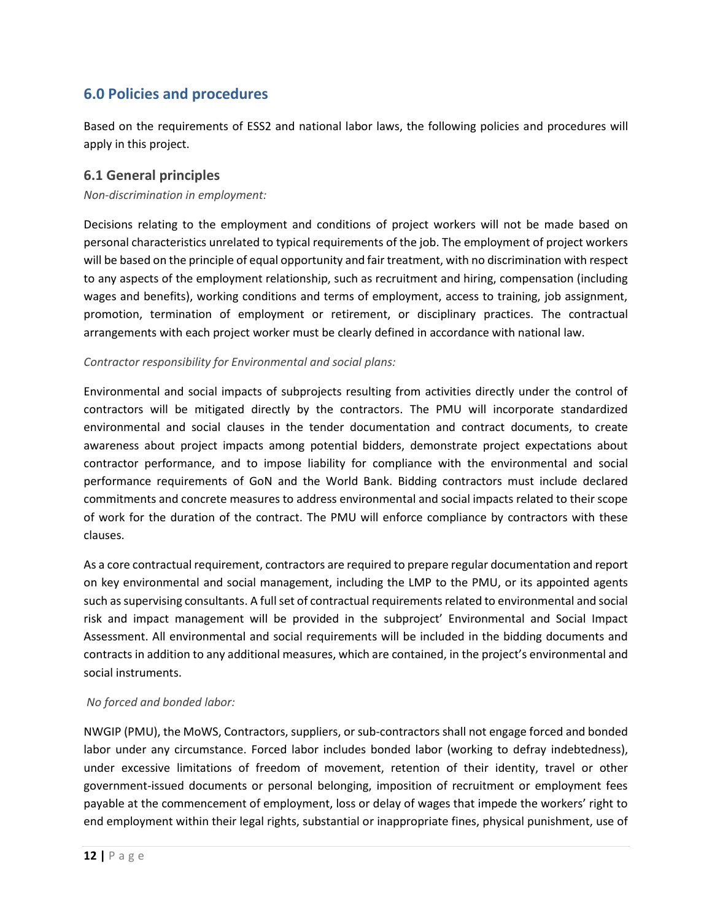## 6.0 Policies and procedures

Based on the requirements of ESS2 and national labor laws, the following policies and procedures will apply in this project.

### 6.1 General principles

*Non-discrimination in employment:*

Decisions relating to the employment and conditions of project workers will not be made based on personal characteristics unrelated to typical requirements of the job. The employment of project workers will be based on the principle of equal opportunity and fair treatment, with no discrimination with respect to any aspects of the employment relationship, such as recruitment and hiring, compensation (including wages and benefits), working conditions and terms of employment, access to training, job assignment, promotion, termination of employment or retirement, or disciplinary practices. The contractual arrangements with each project worker must be clearly defined in accordance with national law.

*Contractor responsibility for Environmental and social plans:*

Environmental and social impacts of subprojects resulting from activities directly under the control of contractors will be mitigated directly by the contractors. The PMU will incorporate standardized environmental and social clauses in the tender documentation and contract documents, to create awareness about project impacts among potential bidders, demonstrate project expectations about contractor performance, and to impose liability for compliance with the environmental and social performance requirements of GoN and the World Bank. Bidding contractors must include declared commitments and concrete measures to address environmental and social impacts related to their scope of work for the duration of the contract. The PMU will enforce compliance by contractors with these clauses.

As a core contractual requirement, contractors are required to prepare regular documentation and report on key environmental and social management, including the LMP to the PMU, or its appointed agents such as supervising consultants. A full set of contractual requirements related to environmental and social risk and impact management will be provided in the subproject' Environmental and Social Impact Assessment. All environmental and social requirements will be included in the bidding documents and contracts in addition to any additional measures, which are contained, in the project's environmental and social instruments.

*No forced and bonded labor:*

NWGIP (PMU), the MoWS, Contractors, suppliers, or sub-contractors shall not engage forced and bonded labor under any circumstance. Forced labor includes bonded labor (working to defray indebtedness), under excessive limitations of freedom of movement, retention of their identity, travel or other government-issued documents or personal belonging, imposition of recruitment or employment fees payable at the commencement of employment, loss or delay of wages that impede the workers' right to end employment within their legal rights, substantial or inappropriate fines, physical punishment, use of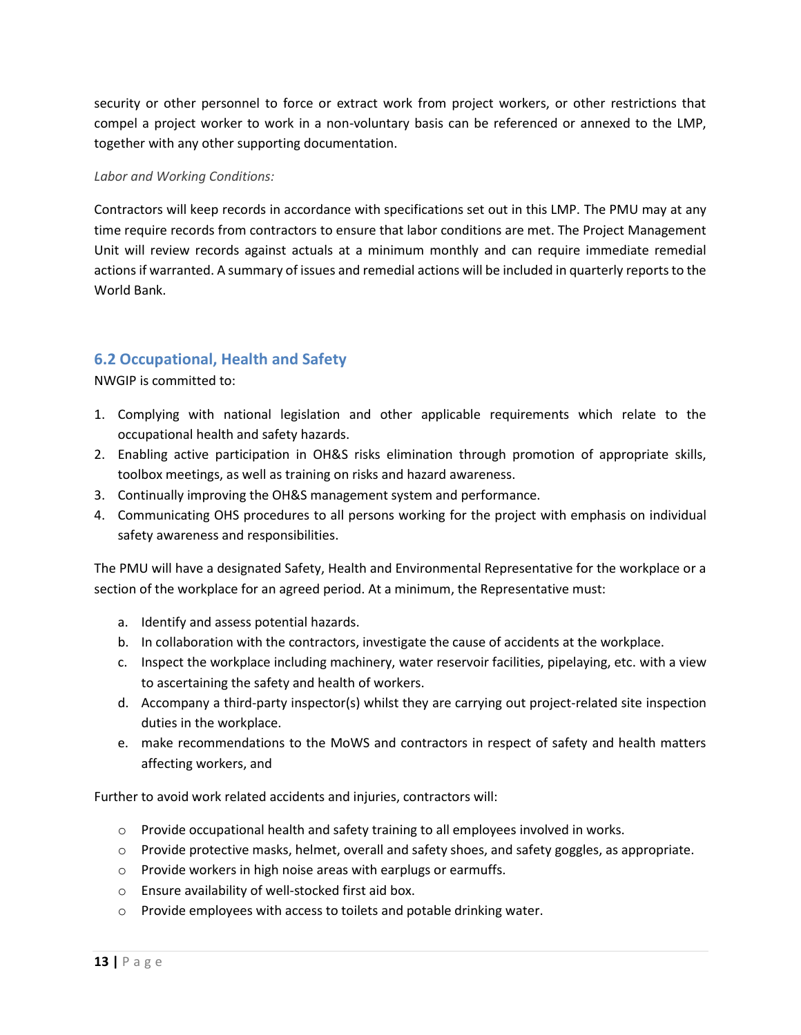security or other personnel to force or extract work from project workers, or other restrictions that compel a project worker to work in a non-voluntary basis can be referenced or annexed to the LMP, together with any other supporting documentation.

*Labor and Working Conditions:*

Contractors will keep records in accordance with specifications set out in this LMP. The PMU may at any time require records from contractors to ensure that labor conditions are met. The Project Management Unit will review records against actuals at a minimum monthly and can require immediate remedial actions if warranted. A summary of issues and remedial actions will be included in quarterly reports to the World Bank.

## 6.2 Occupational, Health and Safety

NWGIP is committed to:

1. Complying with national legislation and other applicable requirements which relate to the occupational health and safety hazards.
2. Enabling active participation in OH&S risks elimination through promotion of appropriate skills, toolbox meetings, as well as training on risks and hazard awareness.
3. Continually improving the OH&S management system and performance.
4. Communicating OHS procedures to all persons working for the project with emphasis on individual safety awareness and responsibilities.

The PMU will have a designated Safety, Health and Environmental Representative for the workplace or a section of the workplace for an agreed period. At a minimum, the Representative must:

a. Identify and assess potential hazards.
b. In collaboration with the contractors, investigate the cause of accidents at the workplace.
c. Inspect the workplace including machinery, water reservoir facilities, pipelaying, etc. with a view to ascertaining the safety and health of workers.
d. Accompany a third-party inspector(s) whilst they are carrying out project-related site inspection duties in the workplace.
e. make recommendations to the MoWS and contractors in respect of safety and health matters affecting workers, and

Further to avoid work related accidents and injuries, contractors will:

- Provide occupational health and safety training to all employees involved in works.
- Provide protective masks, helmet, overall and safety shoes, and safety goggles, as appropriate.
- Provide workers in high noise areas with earplugs or earmuffs.
- Ensure availability of well-stocked first aid box.
- Provide employees with access to toilets and potable drinking water.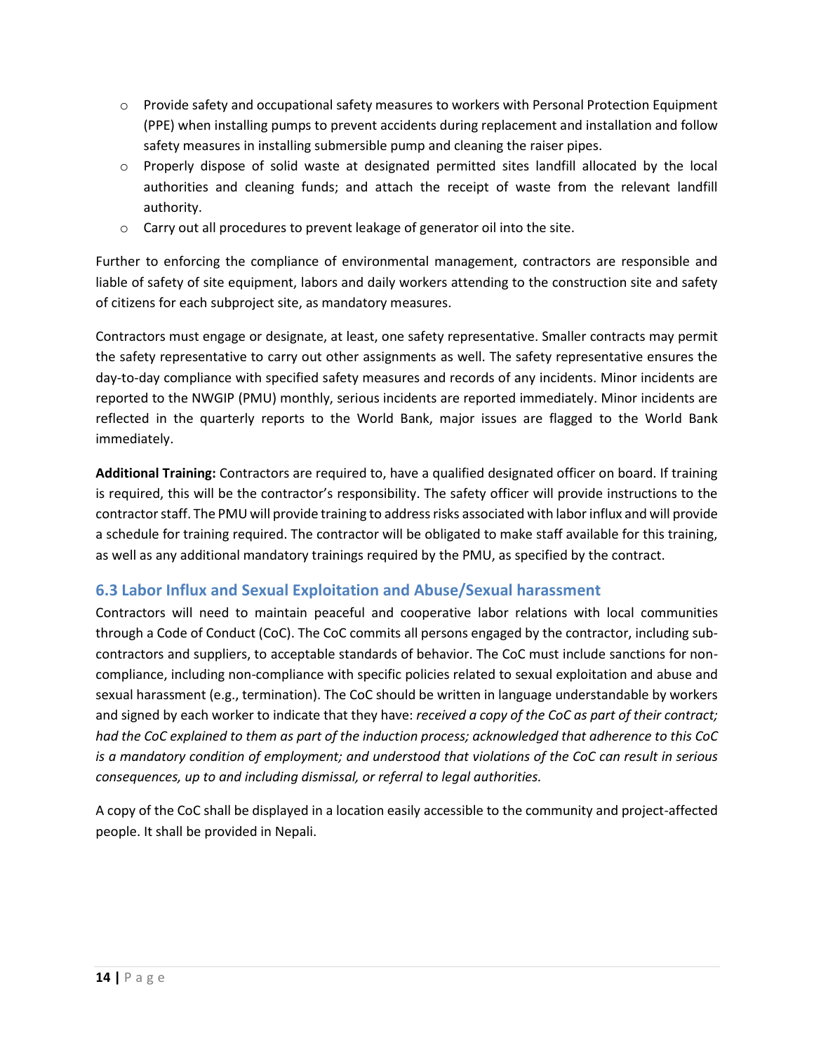- Provide safety and occupational safety measures to workers with Personal Protection Equipment (PPE) when installing pumps to prevent accidents during replacement and installation and follow safety measures in installing submersible pump and cleaning the raiser pipes.
- Properly dispose of solid waste at designated permitted sites landfill allocated by the local authorities and cleaning funds; and attach the receipt of waste from the relevant landfill authority.
- Carry out all procedures to prevent leakage of generator oil into the site.

Further to enforcing the compliance of environmental management, contractors are responsible and liable of safety of site equipment, labors and daily workers attending to the construction site and safety of citizens for each subproject site, as mandatory measures.

Contractors must engage or designate, at least, one safety representative. Smaller contracts may permit the safety representative to carry out other assignments as well. The safety representative ensures the day-to-day compliance with specified safety measures and records of any incidents. Minor incidents are reported to the NWGIP (PMU) monthly, serious incidents are reported immediately. Minor incidents are reflected in the quarterly reports to the World Bank, major issues are flagged to the World Bank immediately.

**Additional Training:** Contractors are required to, have a qualified designated officer on board. If training is required, this will be the contractor's responsibility. The safety officer will provide instructions to the contractor staff. The PMU will provide training to address risks associated with labor influx and will provide a schedule for training required. The contractor will be obligated to make staff available for this training, as well as any additional mandatory trainings required by the PMU, as specified by the contract.

### 6.3 Labor Influx and Sexual Exploitation and Abuse/Sexual harassment

Contractors will need to maintain peaceful and cooperative labor relations with local communities through a Code of Conduct (CoC). The CoC commits all persons engaged by the contractor, including sub-contractors and suppliers, to acceptable standards of behavior. The CoC must include sanctions for non-compliance, including non-compliance with specific policies related to sexual exploitation and abuse and sexual harassment (e.g., termination). The CoC should be written in language understandable by workers and signed by each worker to indicate that they have: *received a copy of the CoC as part of their contract; had the CoC explained to them as part of the induction process; acknowledged that adherence to this CoC is a mandatory condition of employment; and understood that violations of the CoC can result in serious consequences, up to and including dismissal, or referral to legal authorities.*

A copy of the CoC shall be displayed in a location easily accessible to the community and project-affected people. It shall be provided in Nepali.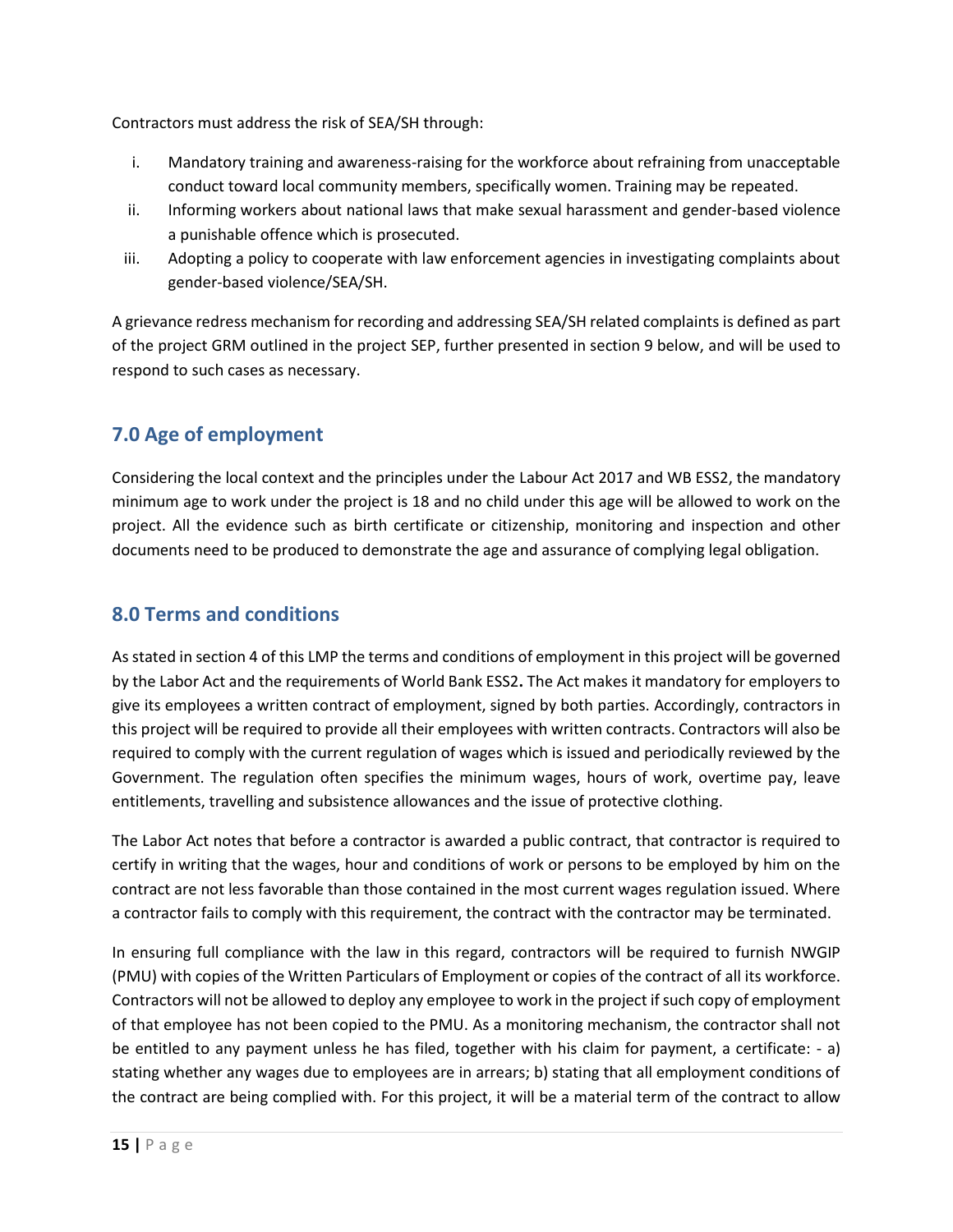Contractors must address the risk of SEA/SH through:

i. Mandatory training and awareness-raising for the workforce about refraining from unacceptable conduct toward local community members, specifically women. Training may be repeated.
ii. Informing workers about national laws that make sexual harassment and gender-based violence a punishable offence which is prosecuted.
iii. Adopting a policy to cooperate with law enforcement agencies in investigating complaints about gender-based violence/SEA/SH.

A grievance redress mechanism for recording and addressing SEA/SH related complaints is defined as part of the project GRM outlined in the project SEP, further presented in section 9 below, and will be used to respond to such cases as necessary.

## 7.0 Age of employment

Considering the local context and the principles under the Labour Act 2017 and WB ESS2, the mandatory minimum age to work under the project is 18 and no child under this age will be allowed to work on the project. All the evidence such as birth certificate or citizenship, monitoring and inspection and other documents need to be produced to demonstrate the age and assurance of complying legal obligation.

## 8.0 Terms and conditions

As stated in section 4 of this LMP the terms and conditions of employment in this project will be governed by the Labor Act and the requirements of World Bank ESS2**.** The Act makes it mandatory for employers to give its employees a written contract of employment, signed by both parties. Accordingly, contractors in this project will be required to provide all their employees with written contracts. Contractors will also be required to comply with the current regulation of wages which is issued and periodically reviewed by the Government. The regulation often specifies the minimum wages, hours of work, overtime pay, leave entitlements, travelling and subsistence allowances and the issue of protective clothing.

The Labor Act notes that before a contractor is awarded a public contract, that contractor is required to certify in writing that the wages, hour and conditions of work or persons to be employed by him on the contract are not less favorable than those contained in the most current wages regulation issued. Where a contractor fails to comply with this requirement, the contract with the contractor may be terminated.

In ensuring full compliance with the law in this regard, contractors will be required to furnish NWGIP (PMU) with copies of the Written Particulars of Employment or copies of the contract of all its workforce. Contractors will not be allowed to deploy any employee to work in the project if such copy of employment of that employee has not been copied to the PMU. As a monitoring mechanism, the contractor shall not be entitled to any payment unless he has filed, together with his claim for payment, a certificate: - a) stating whether any wages due to employees are in arrears; b) stating that all employment conditions of the contract are being complied with. For this project, it will be a material term of the contract to allow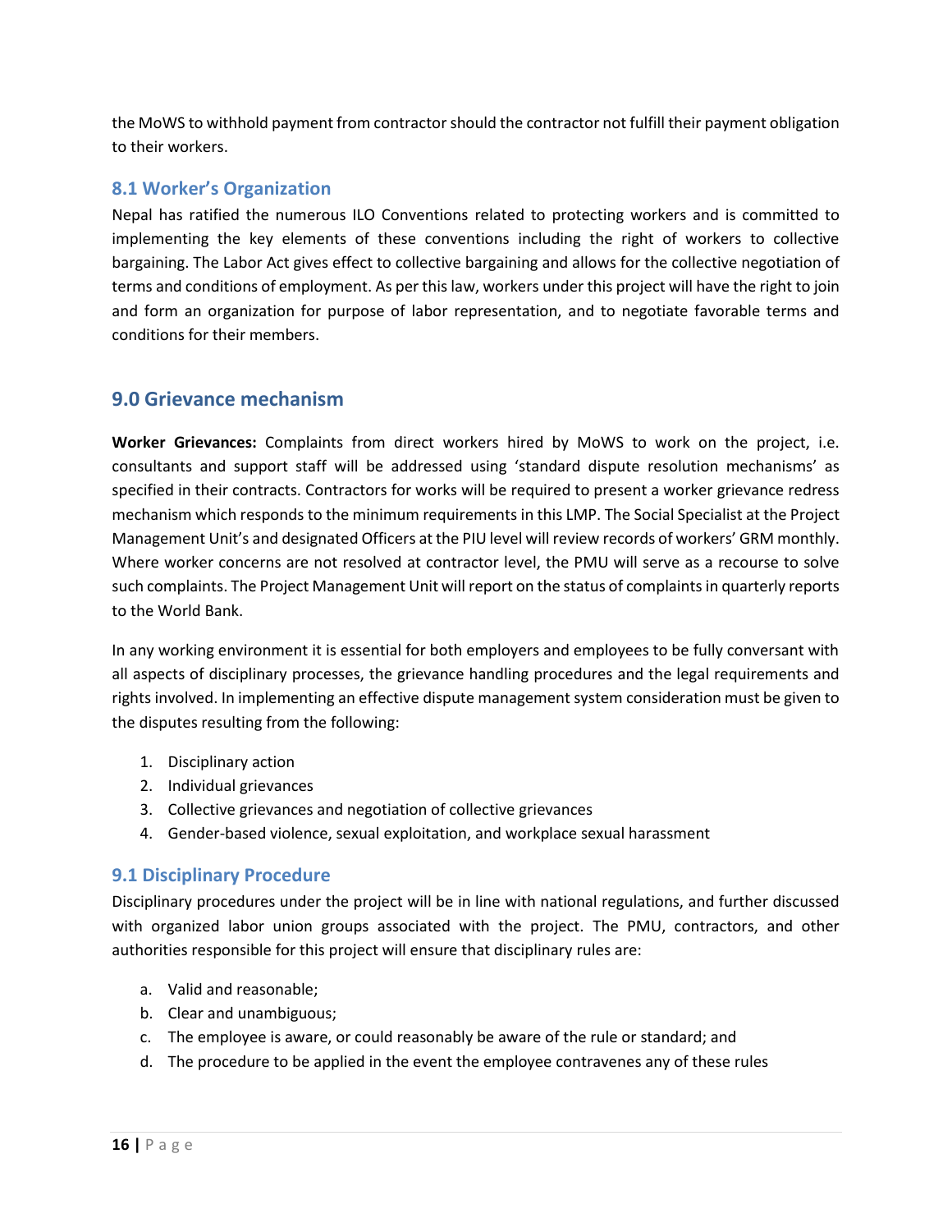the MoWS to withhold payment from contractor should the contractor not fulfill their payment obligation to their workers.

### 8.1 Worker's Organization

Nepal has ratified the numerous ILO Conventions related to protecting workers and is committed to implementing the key elements of these conventions including the right of workers to collective bargaining. The Labor Act gives effect to collective bargaining and allows for the collective negotiation of terms and conditions of employment. As per this law, workers under this project will have the right to join and form an organization for purpose of labor representation, and to negotiate favorable terms and conditions for their members.

## 9.0 Grievance mechanism

**Worker Grievances:** Complaints from direct workers hired by MoWS to work on the project, i.e. consultants and support staff will be addressed using 'standard dispute resolution mechanisms' as specified in their contracts. Contractors for works will be required to present a worker grievance redress mechanism which responds to the minimum requirements in this LMP. The Social Specialist at the Project Management Unit's and designated Officers at the PIU level will review records of workers' GRM monthly. Where worker concerns are not resolved at contractor level, the PMU will serve as a recourse to solve such complaints. The Project Management Unit will report on the status of complaints in quarterly reports to the World Bank.

In any working environment it is essential for both employers and employees to be fully conversant with all aspects of disciplinary processes, the grievance handling procedures and the legal requirements and rights involved. In implementing an effective dispute management system consideration must be given to the disputes resulting from the following:

1. Disciplinary action
2. Individual grievances
3. Collective grievances and negotiation of collective grievances
4. Gender-based violence, sexual exploitation, and workplace sexual harassment

### 9.1 Disciplinary Procedure

Disciplinary procedures under the project will be in line with national regulations, and further discussed with organized labor union groups associated with the project. The PMU, contractors, and other authorities responsible for this project will ensure that disciplinary rules are:

a. Valid and reasonable;
b. Clear and unambiguous;
c. The employee is aware, or could reasonably be aware of the rule or standard; and
d. The procedure to be applied in the event the employee contravenes any of these rules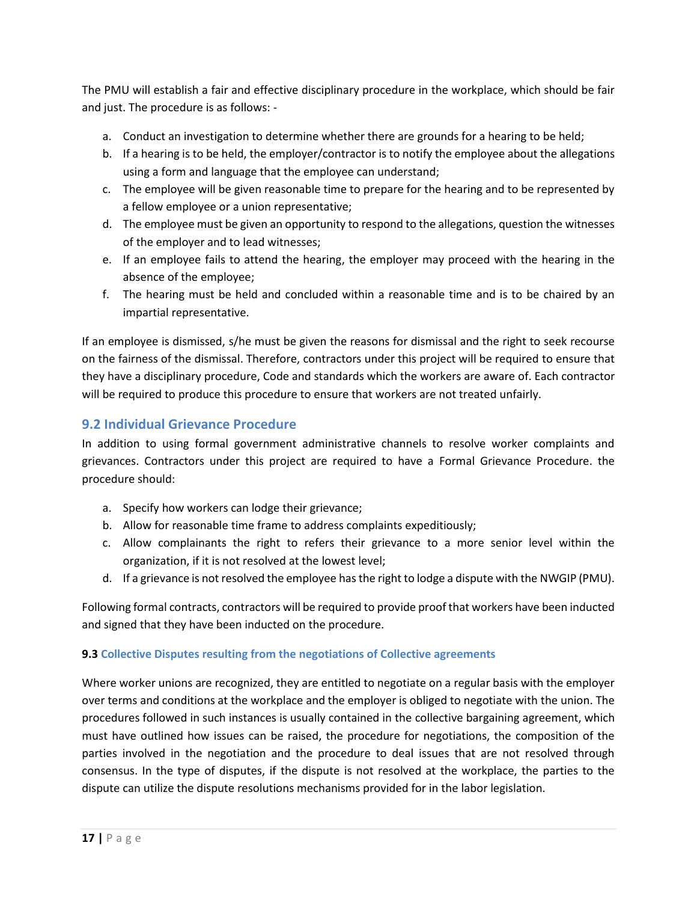The PMU will establish a fair and effective disciplinary procedure in the workplace, which should be fair and just. The procedure is as follows: -

a. Conduct an investigation to determine whether there are grounds for a hearing to be held;
b. If a hearing is to be held, the employer/contractor is to notify the employee about the allegations using a form and language that the employee can understand;
c. The employee will be given reasonable time to prepare for the hearing and to be represented by a fellow employee or a union representative;
d. The employee must be given an opportunity to respond to the allegations, question the witnesses of the employer and to lead witnesses;
e. If an employee fails to attend the hearing, the employer may proceed with the hearing in the absence of the employee;
f. The hearing must be held and concluded within a reasonable time and is to be chaired by an impartial representative.

If an employee is dismissed, s/he must be given the reasons for dismissal and the right to seek recourse on the fairness of the dismissal. Therefore, contractors under this project will be required to ensure that they have a disciplinary procedure, Code and standards which the workers are aware of. Each contractor will be required to produce this procedure to ensure that workers are not treated unfairly.

## 9.2 Individual Grievance Procedure

In addition to using formal government administrative channels to resolve worker complaints and grievances. Contractors under this project are required to have a Formal Grievance Procedure. the procedure should:

a. Specify how workers can lodge their grievance;
b. Allow for reasonable time frame to address complaints expeditiously;
c. Allow complainants the right to refers their grievance to a more senior level within the organization, if it is not resolved at the lowest level;
d. If a grievance is not resolved the employee has the right to lodge a dispute with the NWGIP (PMU).

Following formal contracts, contractors will be required to provide proof that workers have been inducted and signed that they have been inducted on the procedure.

### 9.3 Collective Disputes resulting from the negotiations of Collective agreements

Where worker unions are recognized, they are entitled to negotiate on a regular basis with the employer over terms and conditions at the workplace and the employer is obliged to negotiate with the union. The procedures followed in such instances is usually contained in the collective bargaining agreement, which must have outlined how issues can be raised, the procedure for negotiations, the composition of the parties involved in the negotiation and the procedure to deal issues that are not resolved through consensus. In the type of disputes, if the dispute is not resolved at the workplace, the parties to the dispute can utilize the dispute resolutions mechanisms provided for in the labor legislation.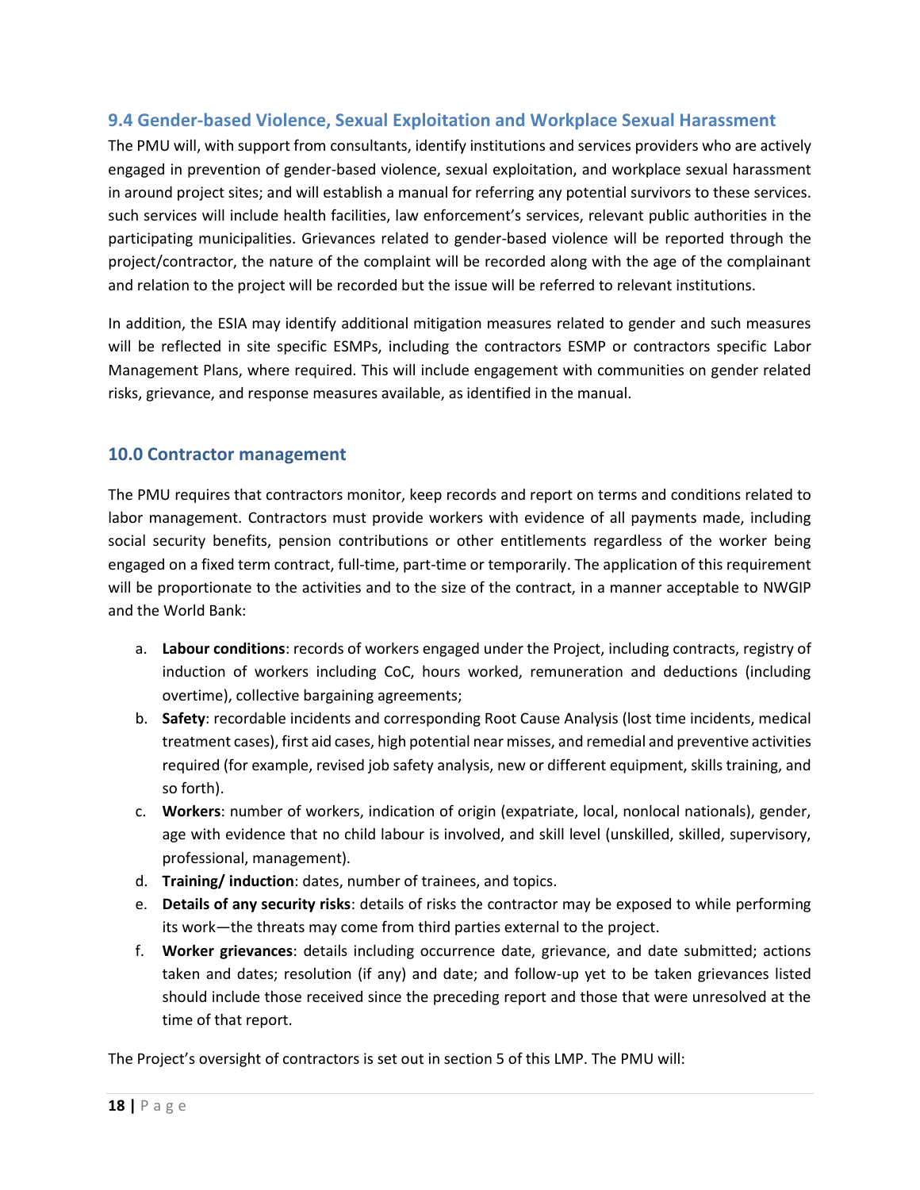## 9.4 Gender-based Violence, Sexual Exploitation and Workplace Sexual Harassment

The PMU will, with support from consultants, identify institutions and services providers who are actively engaged in prevention of gender-based violence, sexual exploitation, and workplace sexual harassment in around project sites; and will establish a manual for referring any potential survivors to these services. such services will include health facilities, law enforcement's services, relevant public authorities in the participating municipalities. Grievances related to gender-based violence will be reported through the project/contractor, the nature of the complaint will be recorded along with the age of the complainant and relation to the project will be recorded but the issue will be referred to relevant institutions.

In addition, the ESIA may identify additional mitigation measures related to gender and such measures will be reflected in site specific ESMPs, including the contractors ESMP or contractors specific Labor Management Plans, where required. This will include engagement with communities on gender related risks, grievance, and response measures available, as identified in the manual.

## 10.0 Contractor management

The PMU requires that contractors monitor, keep records and report on terms and conditions related to labor management. Contractors must provide workers with evidence of all payments made, including social security benefits, pension contributions or other entitlements regardless of the worker being engaged on a fixed term contract, full-time, part-time or temporarily. The application of this requirement will be proportionate to the activities and to the size of the contract, in a manner acceptable to NWGIP and the World Bank:

a. **Labour conditions**: records of workers engaged under the Project, including contracts, registry of induction of workers including CoC, hours worked, remuneration and deductions (including overtime), collective bargaining agreements;
b. **Safety**: recordable incidents and corresponding Root Cause Analysis (lost time incidents, medical treatment cases), first aid cases, high potential near misses, and remedial and preventive activities required (for example, revised job safety analysis, new or different equipment, skills training, and so forth).
c. **Workers**: number of workers, indication of origin (expatriate, local, nonlocal nationals), gender, age with evidence that no child labour is involved, and skill level (unskilled, skilled, supervisory, professional, management).
d. **Training/ induction**: dates, number of trainees, and topics.
e. **Details of any security risks**: details of risks the contractor may be exposed to while performing its work—the threats may come from third parties external to the project.
f. **Worker grievances**: details including occurrence date, grievance, and date submitted; actions taken and dates; resolution (if any) and date; and follow-up yet to be taken grievances listed should include those received since the preceding report and those that were unresolved at the time of that report.

The Project's oversight of contractors is set out in section 5 of this LMP. The PMU will: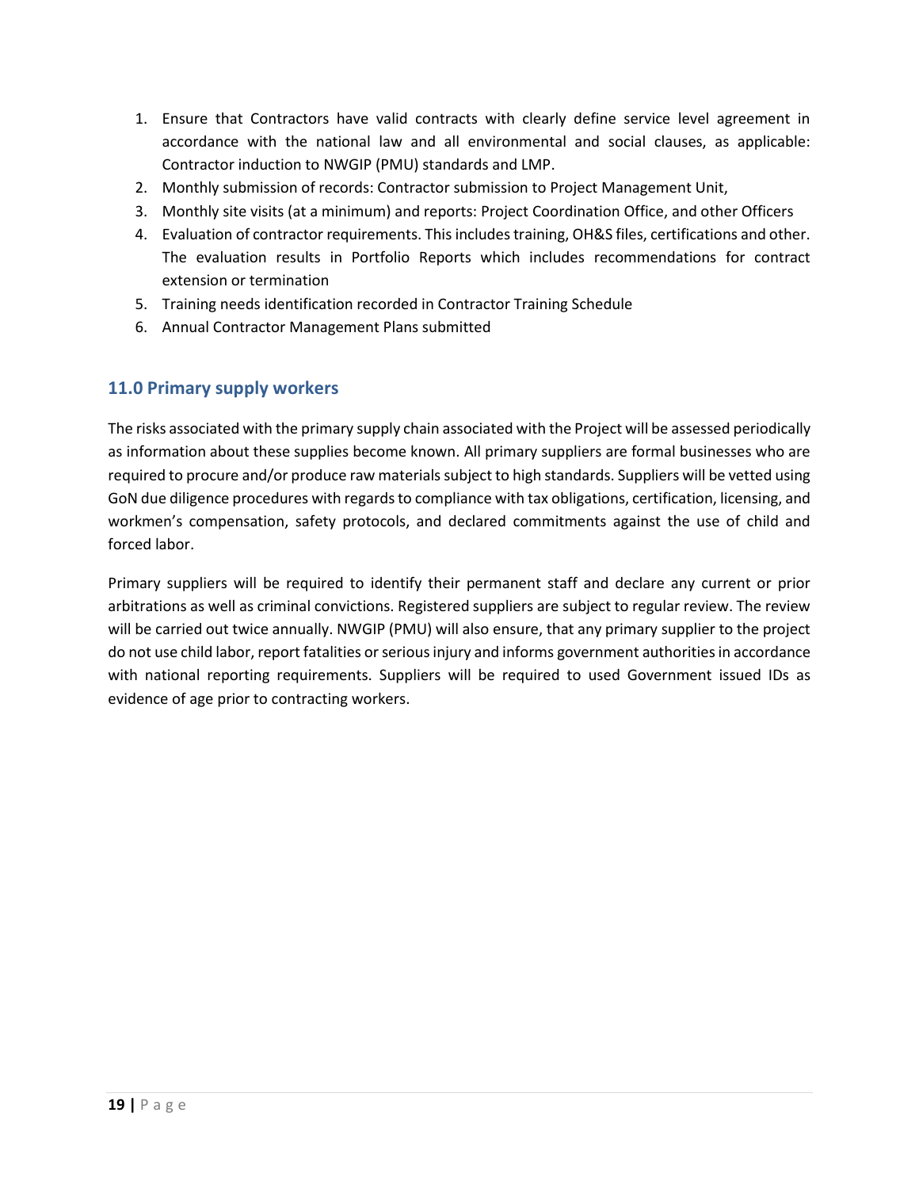1. Ensure that Contractors have valid contracts with clearly define service level agreement in accordance with the national law and all environmental and social clauses, as applicable: Contractor induction to NWGIP (PMU) standards and LMP.
2. Monthly submission of records: Contractor submission to Project Management Unit,
3. Monthly site visits (at a minimum) and reports: Project Coordination Office, and other Officers
4. Evaluation of contractor requirements. This includes training, OH&S files, certifications and other. The evaluation results in Portfolio Reports which includes recommendations for contract extension or termination
5. Training needs identification recorded in Contractor Training Schedule
6. Annual Contractor Management Plans submitted

## 11.0 Primary supply workers

The risks associated with the primary supply chain associated with the Project will be assessed periodically as information about these supplies become known. All primary suppliers are formal businesses who are required to procure and/or produce raw materials subject to high standards. Suppliers will be vetted using GoN due diligence procedures with regards to compliance with tax obligations, certification, licensing, and workmen's compensation, safety protocols, and declared commitments against the use of child and forced labor.

Primary suppliers will be required to identify their permanent staff and declare any current or prior arbitrations as well as criminal convictions. Registered suppliers are subject to regular review. The review will be carried out twice annually. NWGIP (PMU) will also ensure, that any primary supplier to the project do not use child labor, report fatalities or serious injury and informs government authorities in accordance with national reporting requirements. Suppliers will be required to used Government issued IDs as evidence of age prior to contracting workers.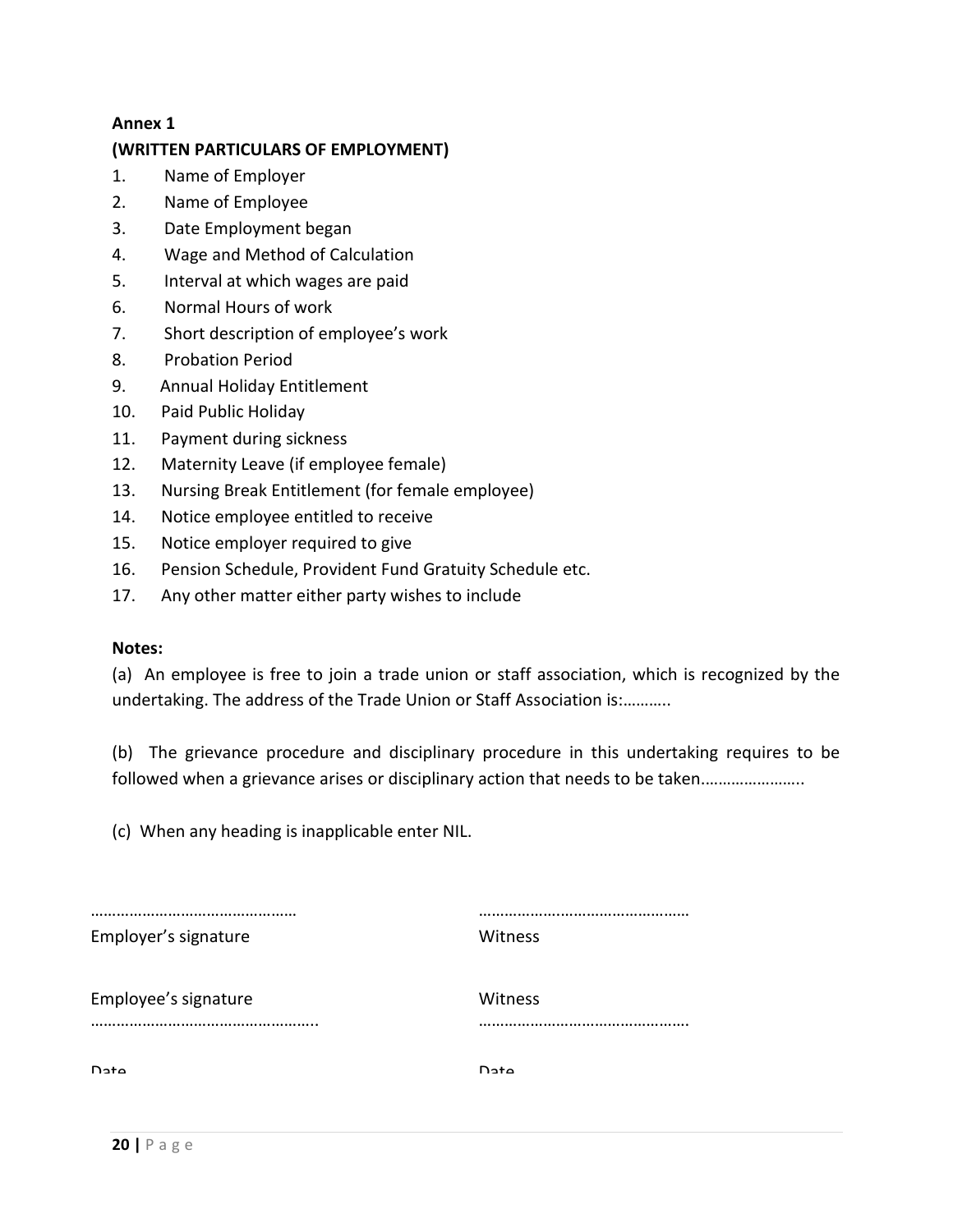**Annex 1**

**(WRITTEN PARTICULARS OF EMPLOYMENT)**

1. Name of Employer
2. Name of Employee
3. Date Employment began
4. Wage and Method of Calculation
5. Interval at which wages are paid
6. Normal Hours of work
7. Short description of employee's work
8. Probation Period
9. Annual Holiday Entitlement
10. Paid Public Holiday
11. Payment during sickness
12. Maternity Leave (if employee female)
13. Nursing Break Entitlement (for female employee)
14. Notice employee entitled to receive
15. Notice employer required to give
16. Pension Schedule, Provident Fund Gratuity Schedule etc.
17. Any other matter either party wishes to include

**Notes:**

(a) An employee is free to join a trade union or staff association, which is recognized by the undertaking. The address of the Trade Union or Staff Association is:………..

(b) The grievance procedure and disciplinary procedure in this undertaking requires to be followed when a grievance arises or disciplinary action that needs to be taken…………………..

(c) When any heading is inapplicable enter NIL.

| | |
|---|---|
| ………………………………………… | ………………………………………… |
| Employer's signature | Witness |
| Employee's signature | Witness |
| …………………………………………….. | ………………………………………… |
| Date | Date |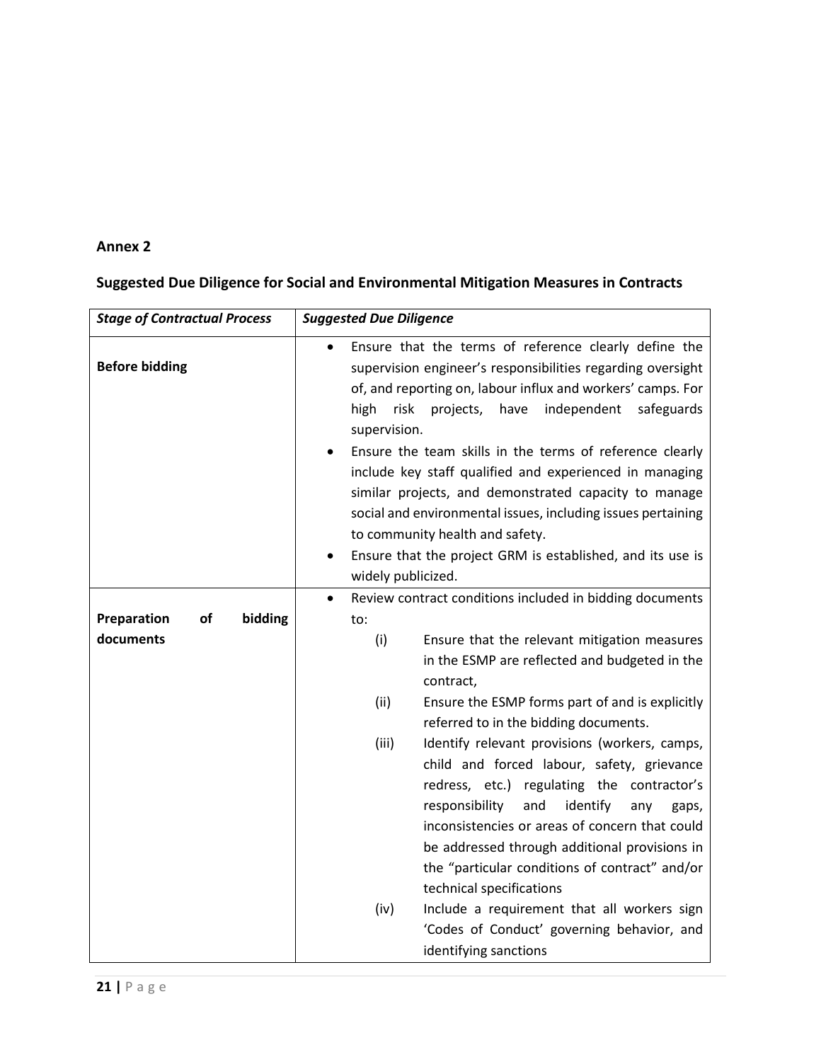## Annex 2

### Suggested Due Diligence for Social and Environmental Mitigation Measures in Contracts

| *Stage of Contractual Process* | *Suggested Due Diligence* |
|---|---|
| **Before bidding** | • Ensure that the terms of reference clearly define the supervision engineer's responsibilities regarding oversight of, and reporting on, labour influx and workers' camps. For high risk projects, have independent safeguards supervision.<br>• Ensure the team skills in the terms of reference clearly include key staff qualified and experienced in managing similar projects, and demonstrated capacity to manage social and environmental issues, including issues pertaining to community health and safety.<br>• Ensure that the project GRM is established, and its use is widely publicized. |
| **Preparation of bidding documents** | • Review contract conditions included in bidding documents to:<br>(i) Ensure that the relevant mitigation measures in the ESMP are reflected and budgeted in the contract,<br>(ii) Ensure the ESMP forms part of and is explicitly referred to in the bidding documents.<br>(iii) Identify relevant provisions (workers, camps, child and forced labour, safety, grievance redress, etc.) regulating the contractor's responsibility and identify any gaps, inconsistencies or areas of concern that could be addressed through additional provisions in the "particular conditions of contract" and/or technical specifications<br>(iv) Include a requirement that all workers sign 'Codes of Conduct' governing behavior, and identifying sanctions |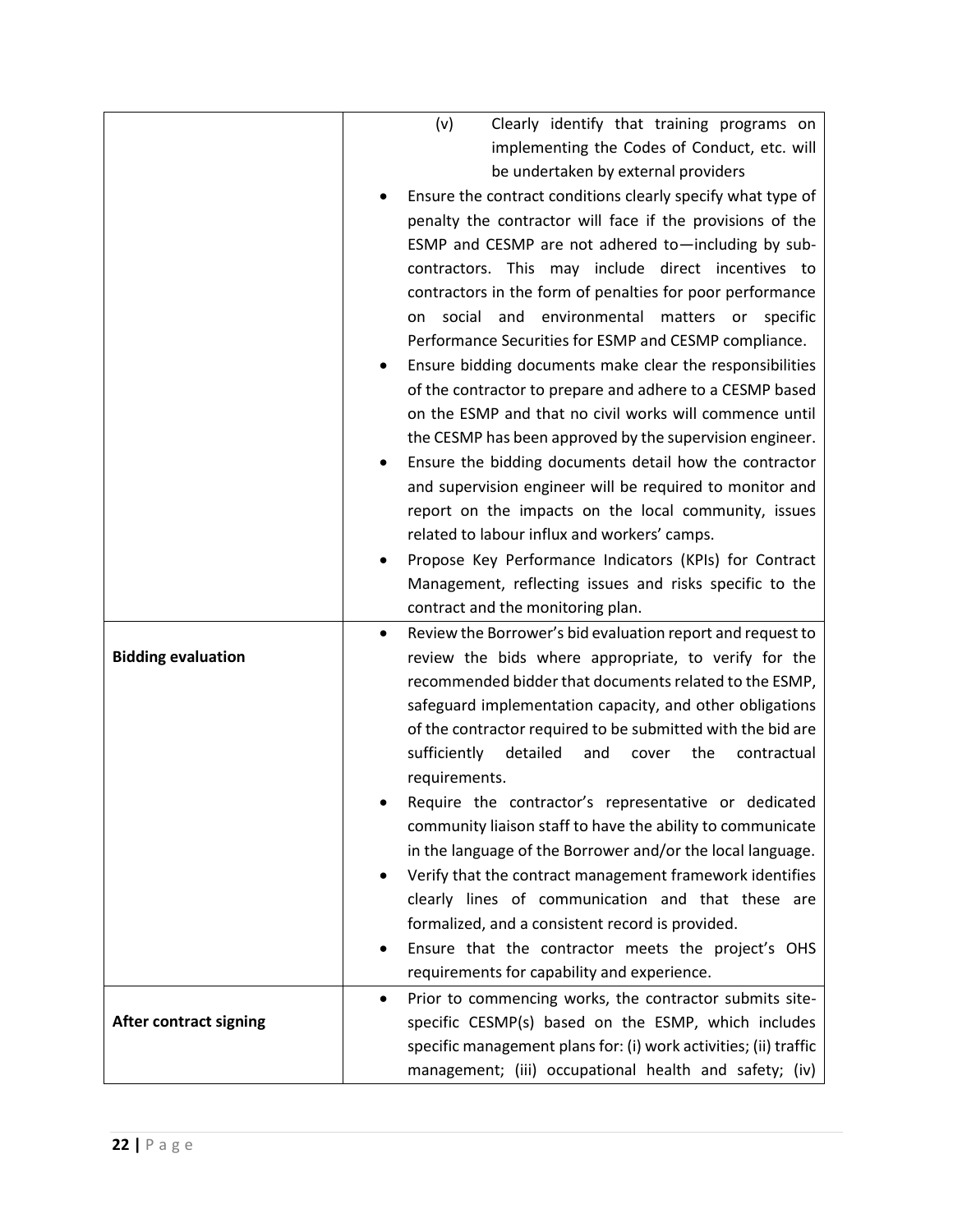| | |
|---|---|
| | (v) Clearly identify that training programs on implementing the Codes of Conduct, etc. will be undertaken by external providers<br>• Ensure the contract conditions clearly specify what type of penalty the contractor will face if the provisions of the ESMP and CESMP are not adhered to—including by sub-contractors. This may include direct incentives to contractors in the form of penalties for poor performance on social and environmental matters or specific Performance Securities for ESMP and CESMP compliance.<br>• Ensure bidding documents make clear the responsibilities of the contractor to prepare and adhere to a CESMP based on the ESMP and that no civil works will commence until the CESMP has been approved by the supervision engineer.<br>• Ensure the bidding documents detail how the contractor and supervision engineer will be required to monitor and report on the impacts on the local community, issues related to labour influx and workers' camps.<br>• Propose Key Performance Indicators (KPIs) for Contract Management, reflecting issues and risks specific to the contract and the monitoring plan. |
| **Bidding evaluation** | • Review the Borrower's bid evaluation report and request to review the bids where appropriate, to verify for the recommended bidder that documents related to the ESMP, safeguard implementation capacity, and other obligations of the contractor required to be submitted with the bid are sufficiently detailed and cover the contractual requirements.<br>• Require the contractor's representative or dedicated community liaison staff to have the ability to communicate in the language of the Borrower and/or the local language.<br>• Verify that the contract management framework identifies clearly lines of communication and that these are formalized, and a consistent record is provided.<br>• Ensure that the contractor meets the project's OHS requirements for capability and experience. |
| **After contract signing** | • Prior to commencing works, the contractor submits site-specific CESMP(s) based on the ESMP, which includes specific management plans for: (i) work activities; (ii) traffic management; (iii) occupational health and safety; (iv) |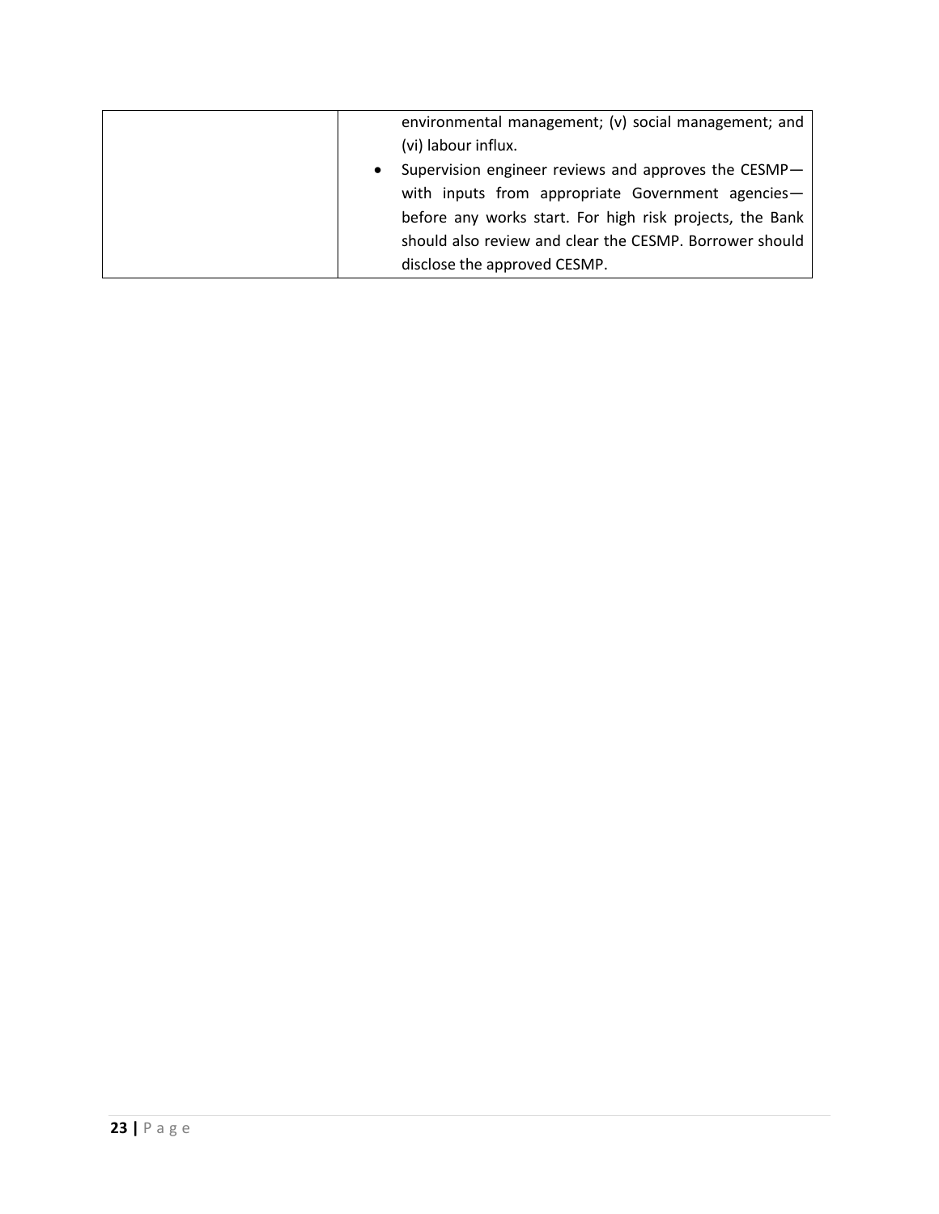| | |
|---|---|
| | environmental management; (v) social management; and (vi) labour influx.<br>• Supervision engineer reviews and approves the CESMP—with inputs from appropriate Government agencies—before any works start. For high risk projects, the Bank should also review and clear the CESMP. Borrower should disclose the approved CESMP. |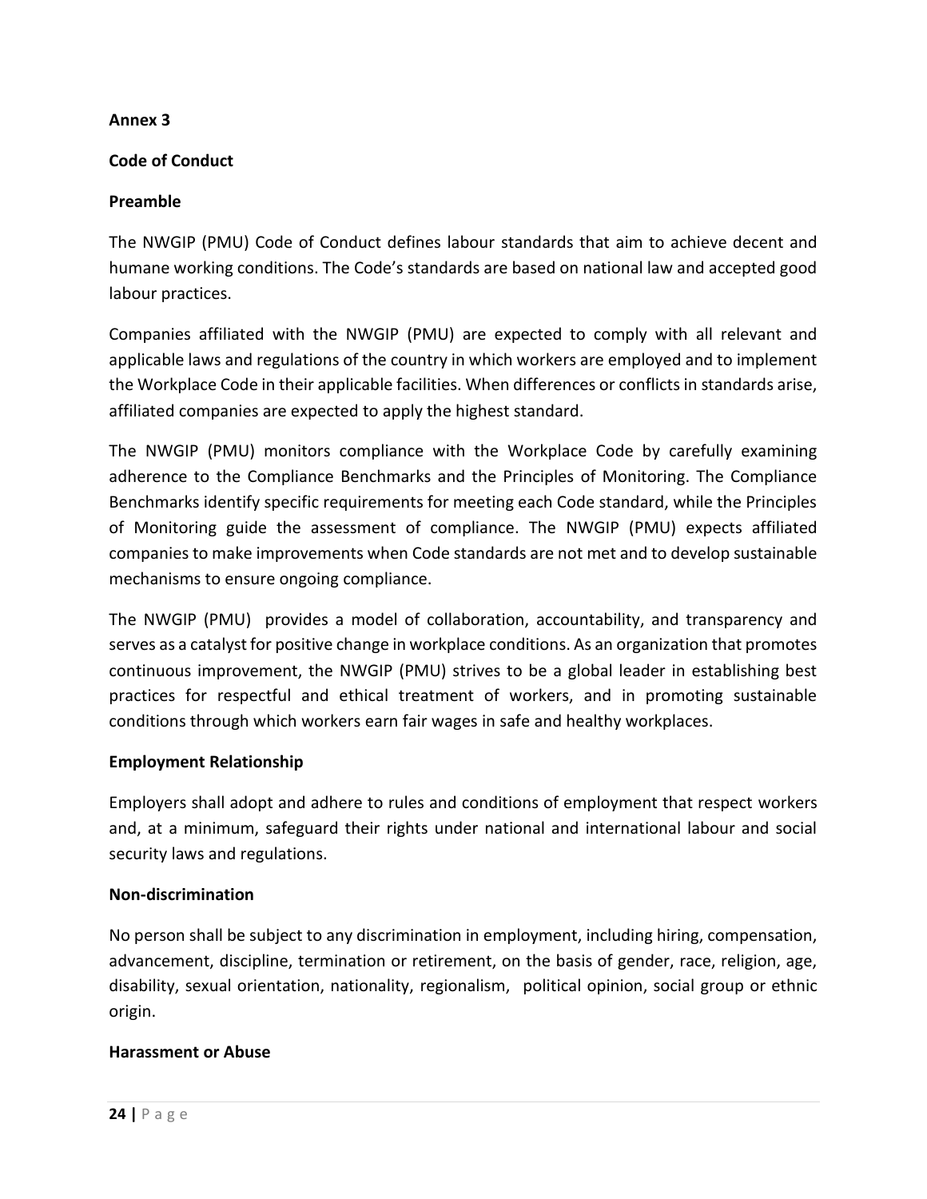**Annex 3**

**Code of Conduct**

**Preamble**

The NWGIP (PMU) Code of Conduct defines labour standards that aim to achieve decent and humane working conditions. The Code's standards are based on national law and accepted good labour practices.

Companies affiliated with the NWGIP (PMU) are expected to comply with all relevant and applicable laws and regulations of the country in which workers are employed and to implement the Workplace Code in their applicable facilities. When differences or conflicts in standards arise, affiliated companies are expected to apply the highest standard.

The NWGIP (PMU) monitors compliance with the Workplace Code by carefully examining adherence to the Compliance Benchmarks and the Principles of Monitoring. The Compliance Benchmarks identify specific requirements for meeting each Code standard, while the Principles of Monitoring guide the assessment of compliance. The NWGIP (PMU) expects affiliated companies to make improvements when Code standards are not met and to develop sustainable mechanisms to ensure ongoing compliance.

The NWGIP (PMU) provides a model of collaboration, accountability, and transparency and serves as a catalyst for positive change in workplace conditions. As an organization that promotes continuous improvement, the NWGIP (PMU) strives to be a global leader in establishing best practices for respectful and ethical treatment of workers, and in promoting sustainable conditions through which workers earn fair wages in safe and healthy workplaces.

**Employment Relationship**

Employers shall adopt and adhere to rules and conditions of employment that respect workers and, at a minimum, safeguard their rights under national and international labour and social security laws and regulations.

**Non-discrimination**

No person shall be subject to any discrimination in employment, including hiring, compensation, advancement, discipline, termination or retirement, on the basis of gender, race, religion, age, disability, sexual orientation, nationality, regionalism, political opinion, social group or ethnic origin.

**Harassment or Abuse**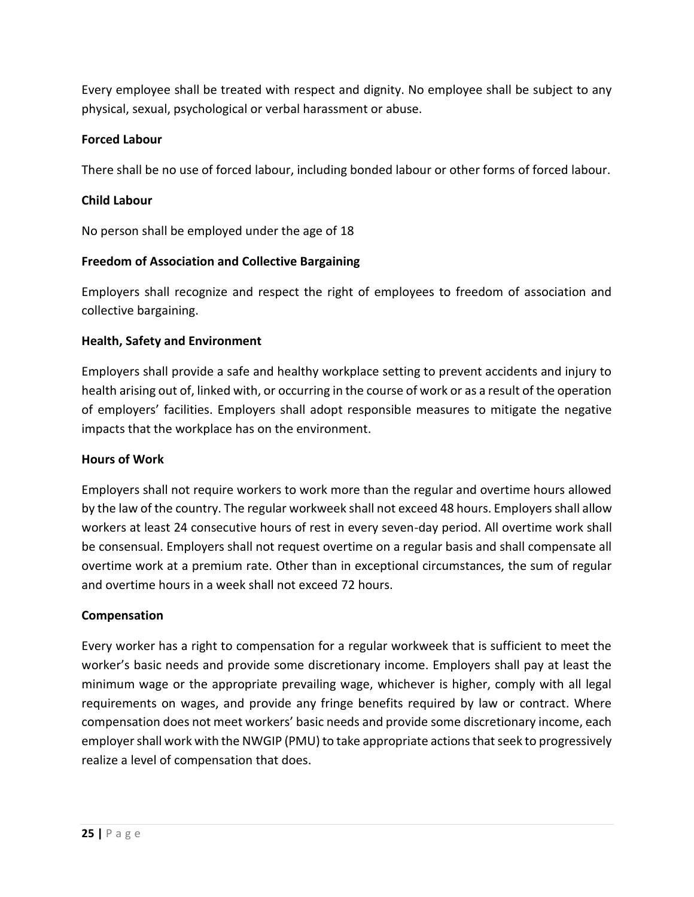Every employee shall be treated with respect and dignity. No employee shall be subject to any physical, sexual, psychological or verbal harassment or abuse.

**Forced Labour**

There shall be no use of forced labour, including bonded labour or other forms of forced labour.

**Child Labour**

No person shall be employed under the age of 18

**Freedom of Association and Collective Bargaining**

Employers shall recognize and respect the right of employees to freedom of association and collective bargaining.

**Health, Safety and Environment**

Employers shall provide a safe and healthy workplace setting to prevent accidents and injury to health arising out of, linked with, or occurring in the course of work or as a result of the operation of employers' facilities. Employers shall adopt responsible measures to mitigate the negative impacts that the workplace has on the environment.

**Hours of Work**

Employers shall not require workers to work more than the regular and overtime hours allowed by the law of the country. The regular workweek shall not exceed 48 hours. Employers shall allow workers at least 24 consecutive hours of rest in every seven-day period. All overtime work shall be consensual. Employers shall not request overtime on a regular basis and shall compensate all overtime work at a premium rate. Other than in exceptional circumstances, the sum of regular and overtime hours in a week shall not exceed 72 hours.

**Compensation**

Every worker has a right to compensation for a regular workweek that is sufficient to meet the worker's basic needs and provide some discretionary income. Employers shall pay at least the minimum wage or the appropriate prevailing wage, whichever is higher, comply with all legal requirements on wages, and provide any fringe benefits required by law or contract. Where compensation does not meet workers' basic needs and provide some discretionary income, each employer shall work with the NWGIP (PMU) to take appropriate actions that seek to progressively realize a level of compensation that does.